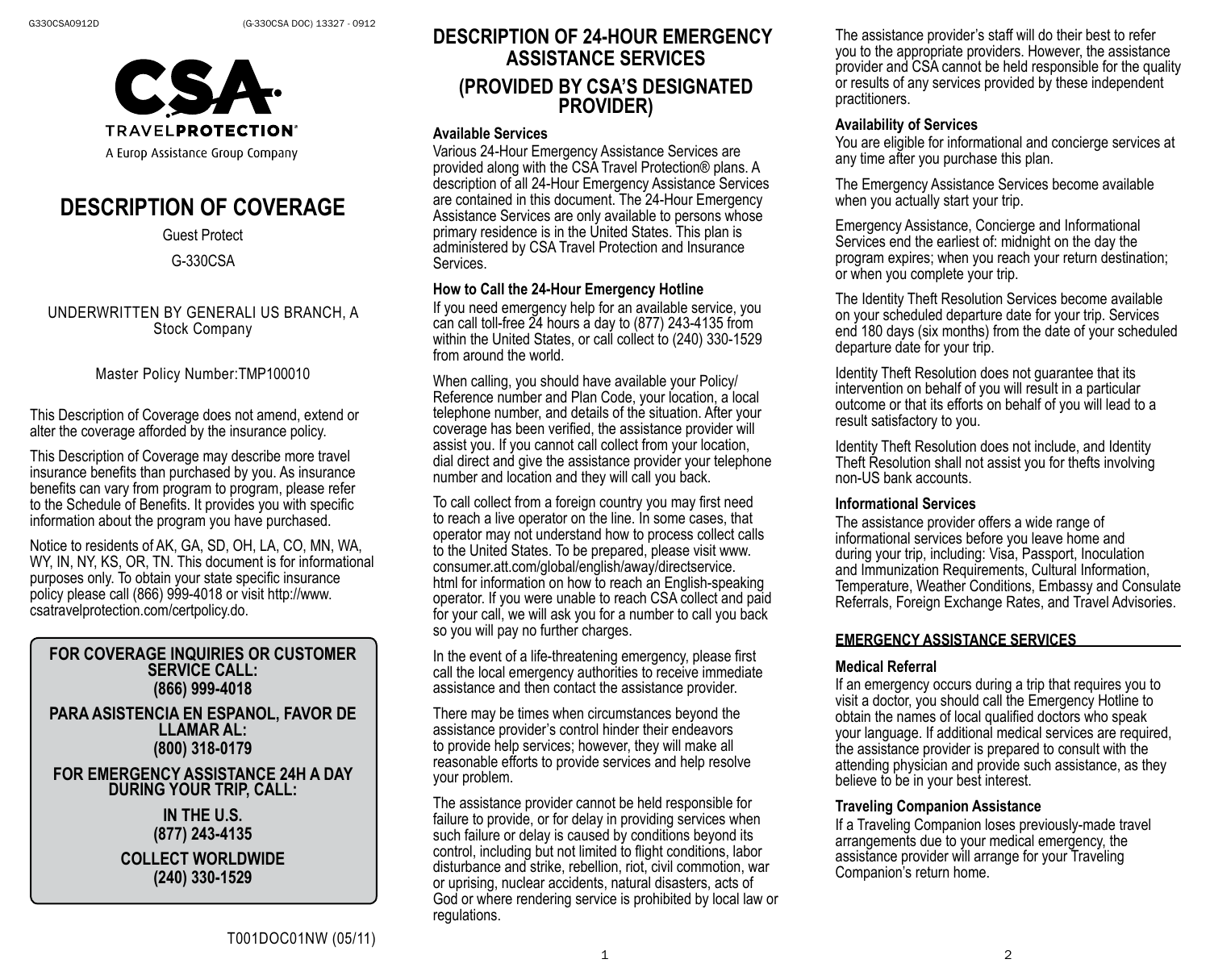CSA TRAVELPROTECTION®

A Europ Assistance Group Company

# DESCRIPTION OF COVERAGE

Guest Protect

G-330CSA

UNDERWRITTEN BY GENERALI US BRANCH, A Stock Company

Master Policy Number:TMP100010

This Description of Coverage does not amend, extend or alter the coverage afforded by the insurance policy.

This Description of Coverage may describe more travel insurance benefits than purchased by you. As insurance benefits can vary from program to program, please refer to the Schedule of Benefits. It provides you with specific information about the program you have purchased.

Notice to residents of AK, GA, SD, OH, LA, CO, MN, WA, WY, IN, NY, KS, OR, TN. This document is for informational purposes only. To obtain your state specific insurance policy please call (866) 999-4018 or visit http://www.csatravelprotection.com/certpolicy.do.

**FOR COVERAGE INQUIRIES OR CUSTOMER SERVICE CALL:**
**(866) 999-4018**

**PARA ASISTENCIA EN ESPANOL, FAVOR DE LLAMAR AL:**
**(800) 318-0179**

**FOR EMERGENCY ASSISTANCE 24H A DAY DURING YOUR TRIP, CALL:**

**IN THE U.S.**
**(877) 243-4135**

**COLLECT WORLDWIDE**
**(240) 330-1529**

T001DOC01NW (05/11)

## DESCRIPTION OF 24-HOUR EMERGENCY ASSISTANCE SERVICES

## (PROVIDED BY CSA'S DESIGNATED PROVIDER)

### Available Services

Various 24-Hour Emergency Assistance Services are provided along with the CSA Travel Protection® plans. A description of all 24-Hour Emergency Assistance Services are contained in this document. The 24-Hour Emergency Assistance Services are only available to persons whose primary residence is in the United States. This plan is administered by CSA Travel Protection and Insurance Services.

### How to Call the 24-Hour Emergency Hotline

If you need emergency help for an available service, you can call toll-free 24 hours a day to (877) 243-4135 from within the United States, or call collect to (240) 330-1529 from around the world.

When calling, you should have available your Policy/Reference number and Plan Code, your location, a local telephone number, and details of the situation. After your coverage has been verified, the assistance provider will assist you. If you cannot call collect from your location, dial direct and give the assistance provider your telephone number and location and they will call you back.

To call collect from a foreign country you may first need to reach a live operator on the line. In some cases, that operator may not understand how to process collect calls to the United States. To be prepared, please visit www.consumer.att.com/global/english/away/directservice.html for information on how to reach an English-speaking operator. If you were unable to reach CSA collect and paid for your call, we will ask you for a number to call you back so you will pay no further charges.

In the event of a life-threatening emergency, please first call the local emergency authorities to receive immediate assistance and then contact the assistance provider.

There may be times when circumstances beyond the assistance provider's control hinder their endeavors to provide help services; however, they will make all reasonable efforts to provide services and help resolve your problem.

The assistance provider cannot be held responsible for failure to provide, or for delay in providing services when such failure or delay is caused by conditions beyond its control, including but not limited to flight conditions, labor disturbance and strike, rebellion, riot, civil commotion, war or uprising, nuclear accidents, natural disasters, acts of God or where rendering service is prohibited by local law or regulations.

The assistance provider's staff will do their best to refer you to the appropriate providers. However, the assistance provider and CSA cannot be held responsible for the quality or results of any services provided by these independent practitioners.

### Availability of Services

You are eligible for informational and concierge services at any time after you purchase this plan.

The Emergency Assistance Services become available when you actually start your trip.

Emergency Assistance, Concierge and Informational Services end the earliest of: midnight on the day the program expires; when you reach your return destination; or when you complete your trip.

The Identity Theft Resolution Services become available on your scheduled departure date for your trip. Services end 180 days (six months) from the date of your scheduled departure date for your trip.

Identity Theft Resolution does not guarantee that its intervention on behalf of you will result in a particular outcome or that its efforts on behalf of you will lead to a result satisfactory to you.

Identity Theft Resolution does not include, and Identity Theft Resolution shall not assist you for thefts involving non-US bank accounts.

### Informational Services

The assistance provider offers a wide range of informational services before you leave home and during your trip, including: Visa, Passport, Inoculation and Immunization Requirements, Cultural Information, Temperature, Weather Conditions, Embassy and Consulate Referrals, Foreign Exchange Rates, and Travel Advisories.

## EMERGENCY ASSISTANCE SERVICES

### Medical Referral

If an emergency occurs during a trip that requires you to visit a doctor, you should call the Emergency Hotline to obtain the names of local qualified doctors who speak your language. If additional medical services are required, the assistance provider is prepared to consult with the attending physician and provide such assistance, as they believe to be in your best interest.

### Traveling Companion Assistance

If a Traveling Companion loses previously-made travel arrangements due to your medical emergency, the assistance provider will arrange for your Traveling Companion's return home.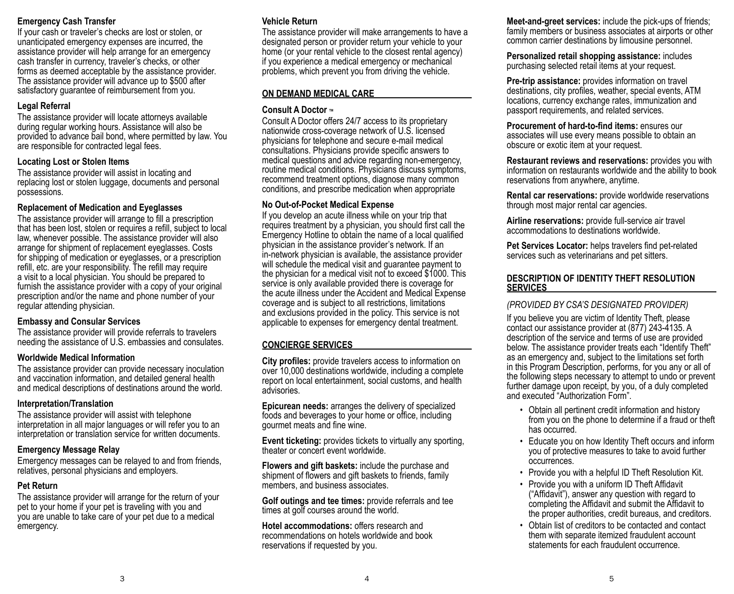### Emergency Cash Transfer

If your cash or traveler's checks are lost or stolen, or unanticipated emergency expenses are incurred, the assistance provider will help arrange for an emergency cash transfer in currency, traveler's checks, or other forms as deemed acceptable by the assistance provider. The assistance provider will advance up to $500 after satisfactory guarantee of reimbursement from you.

### Legal Referral

The assistance provider will locate attorneys available during regular working hours. Assistance will also be provided to advance bail bond, where permitted by law. You are responsible for contracted legal fees.

### Locating Lost or Stolen Items

The assistance provider will assist in locating and replacing lost or stolen luggage, documents and personal possessions.

### Replacement of Medication and Eyeglasses

The assistance provider will arrange to fill a prescription that has been lost, stolen or requires a refill, subject to local law, whenever possible. The assistance provider will also arrange for shipment of replacement eyeglasses. Costs for shipping of medication or eyeglasses, or a prescription refill, etc. are your responsibility. The refill may require a visit to a local physician. You should be prepared to furnish the assistance provider with a copy of your original prescription and/or the name and phone number of your regular attending physician.

### Embassy and Consular Services

The assistance provider will provide referrals to travelers needing the assistance of U.S. embassies and consulates.

### Worldwide Medical Information

The assistance provider can provide necessary inoculation and vaccination information, and detailed general health and medical descriptions of destinations around the world.

### Interpretation/Translation

The assistance provider will assist with telephone interpretation in all major languages or will refer you to an interpretation or translation service for written documents.

### Emergency Message Relay

Emergency messages can be relayed to and from friends, relatives, personal physicians and employers.

### Pet Return

The assistance provider will arrange for the return of your pet to your home if your pet is traveling with you and you are unable to take care of your pet due to a medical emergency.

### Vehicle Return

The assistance provider will make arrangements to have a designated person or provider return your vehicle to your home (or your rental vehicle to the closest rental agency) if you experience a medical emergency or mechanical problems, which prevent you from driving the vehicle.

## ON DEMAND MEDICAL CARE

### Consult A Doctor ™

Consult A Doctor offers 24/7 access to its proprietary nationwide cross-coverage network of U.S. licensed physicians for telephone and secure e-mail medical consultations. Physicians provide specific answers to medical questions and advice regarding non-emergency, routine medical conditions. Physicians discuss symptoms, recommend treatment options, diagnose many common conditions, and prescribe medication when appropriate

### No Out-of-Pocket Medical Expense

If you develop an acute illness while on your trip that requires treatment by a physician, you should first call the Emergency Hotline to obtain the name of a local qualified physician in the assistance provider's network. If an in-network physician is available, the assistance provider will schedule the medical visit and guarantee payment to the physician for a medical visit not to exceed $1000. This service is only available provided there is coverage for the acute illness under the Accident and Medical Expense coverage and is subject to all restrictions, limitations and exclusions provided in the policy. This service is not applicable to expenses for emergency dental treatment.

## CONCIERGE SERVICES

**City profiles:** provide travelers access to information on over 10,000 destinations worldwide, including a complete report on local entertainment, social customs, and health advisories.

**Epicurean needs:** arranges the delivery of specialized foods and beverages to your home or office, including gourmet meats and fine wine.

**Event ticketing:** provides tickets to virtually any sporting, theater or concert event worldwide.

**Flowers and gift baskets:** include the purchase and shipment of flowers and gift baskets to friends, family members, and business associates.

**Golf outings and tee times:** provide referrals and tee times at golf courses around the world.

**Hotel accommodations:** offers research and recommendations on hotels worldwide and book reservations if requested by you.

**Meet-and-greet services:** include the pick-ups of friends; family members or business associates at airports or other common carrier destinations by limousine personnel.

**Personalized retail shopping assistance:** includes purchasing selected retail items at your request.

**Pre-trip assistance:** provides information on travel destinations, city profiles, weather, special events, ATM locations, currency exchange rates, immunization and passport requirements, and related services.

**Procurement of hard-to-find items:** ensures our associates will use every means possible to obtain an obscure or exotic item at your request.

**Restaurant reviews and reservations:** provides you with information on restaurants worldwide and the ability to book reservations from anywhere, anytime.

**Rental car reservations:** provide worldwide reservations through most major rental car agencies.

**Airline reservations:** provide full-service air travel accommodations to destinations worldwide.

**Pet Services Locator:** helps travelers find pet-related services such as veterinarians and pet sitters.

## DESCRIPTION OF IDENTITY THEFT RESOLUTION SERVICES

*(PROVIDED BY CSA'S DESIGNATED PROVIDER)*

If you believe you are victim of Identity Theft, please contact our assistance provider at (877) 243-4135. A description of the service and terms of use are provided below. The assistance provider treats each "Identify Theft" as an emergency and, subject to the limitations set forth in this Program Description, performs, for you any or all of the following steps necessary to attempt to undo or prevent further damage upon receipt, by you, of a duly completed and executed "Authorization Form".

- Obtain all pertinent credit information and history from you on the phone to determine if a fraud or theft has occurred.
- Educate you on how Identity Theft occurs and inform you of protective measures to take to avoid further occurrences.
- Provide you with a helpful ID Theft Resolution Kit.
- Provide you with a uniform ID Theft Affidavit ("Affidavit"), answer any question with regard to completing the Affidavit and submit the Affidavit to the proper authorities, credit bureaus, and creditors.
- Obtain list of creditors to be contacted and contact them with separate itemized fraudulent account statements for each fraudulent occurrence.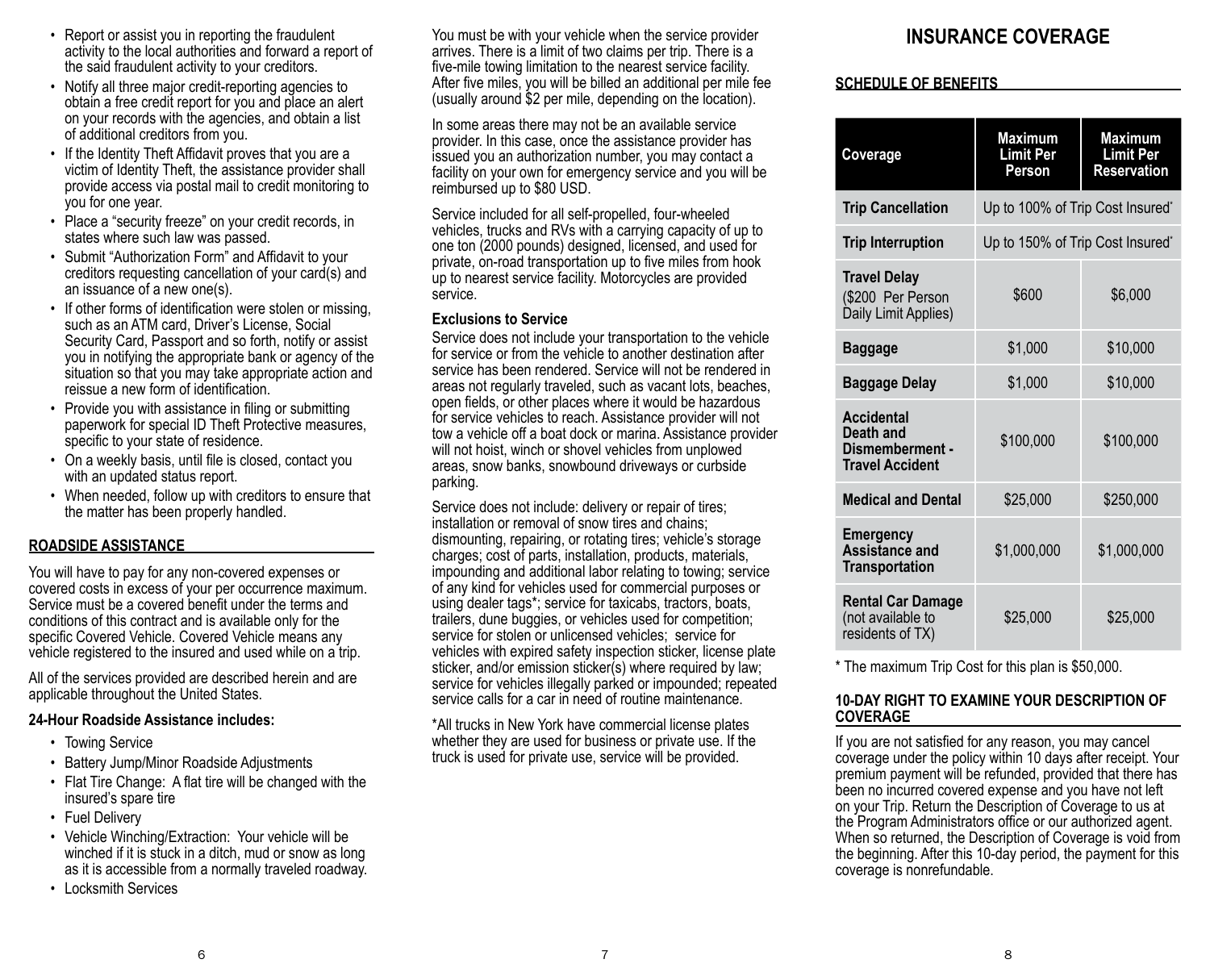- Report or assist you in reporting the fraudulent activity to the local authorities and forward a report of the said fraudulent activity to your creditors.
- Notify all three major credit-reporting agencies to obtain a free credit report for you and place an alert on your records with the agencies, and obtain a list of additional creditors from you.
- If the Identity Theft Affidavit proves that you are a victim of Identity Theft, the assistance provider shall provide access via postal mail to credit monitoring to you for one year.
- Place a "security freeze" on your credit records, in states where such law was passed.
- Submit "Authorization Form" and Affidavit to your creditors requesting cancellation of your card(s) and an issuance of a new one(s).
- If other forms of identification were stolen or missing, such as an ATM card, Driver's License, Social Security Card, Passport and so forth, notify or assist you in notifying the appropriate bank or agency of the situation so that you may take appropriate action and reissue a new form of identification.
- Provide you with assistance in filing or submitting paperwork for special ID Theft Protective measures, specific to your state of residence.
- On a weekly basis, until file is closed, contact you with an updated status report.
- When needed, follow up with creditors to ensure that the matter has been properly handled.

## ROADSIDE ASSISTANCE

You will have to pay for any non-covered expenses or covered costs in excess of your per occurrence maximum. Service must be a covered benefit under the terms and conditions of this contract and is available only for the specific Covered Vehicle. Covered Vehicle means any vehicle registered to the insured and used while on a trip.

All of the services provided are described herein and are applicable throughout the United States.

**24-Hour Roadside Assistance includes:**

- Towing Service
- Battery Jump/Minor Roadside Adjustments
- Flat Tire Change: A flat tire will be changed with the insured's spare tire
- Fuel Delivery
- Vehicle Winching/Extraction: Your vehicle will be winched if it is stuck in a ditch, mud or snow as long as it is accessible from a normally traveled roadway.
- Locksmith Services

You must be with your vehicle when the service provider arrives. There is a limit of two claims per trip. There is a five-mile towing limitation to the nearest service facility. After five miles, you will be billed an additional per mile fee (usually around $2 per mile, depending on the location).

In some areas there may not be an available service provider. In this case, once the assistance provider has issued you an authorization number, you may contact a facility on your own for emergency service and you will be reimbursed up to $80 USD.

Service included for all self-propelled, four-wheeled vehicles, trucks and RVs with a carrying capacity of up to one ton (2000 pounds) designed, licensed, and used for private, on-road transportation up to five miles from hook up to nearest service facility. Motorcycles are provided service.

**Exclusions to Service**

Service does not include your transportation to the vehicle for service or from the vehicle to another destination after service has been rendered. Service will not be rendered in areas not regularly traveled, such as vacant lots, beaches, open fields, or other places where it would be hazardous for service vehicles to reach. Assistance provider will not tow a vehicle off a boat dock or marina. Assistance provider will not hoist, winch or shovel vehicles from unplowed areas, snow banks, snowbound driveways or curbside parking.

Service does not include: delivery or repair of tires; installation or removal of snow tires and chains; dismounting, repairing, or rotating tires; vehicle's storage charges; cost of parts, installation, products, materials, impounding and additional labor relating to towing; service of any kind for vehicles used for commercial purposes or using dealer tags*; service for taxicabs, tractors, boats, trailers, dune buggies, or vehicles used for competition; service for stolen or unlicensed vehicles; service for vehicles with expired safety inspection sticker, license plate sticker, and/or emission sticker(s) where required by law; service for vehicles illegally parked or impounded; repeated service calls for a car in need of routine maintenance.

*All trucks in New York have commercial license plates whether they are used for business or private use. If the truck is used for private use, service will be provided.

# INSURANCE COVERAGE

## SCHEDULE OF BENEFITS

| Coverage | Maximum Limit Per Person | Maximum Limit Per Reservation |
|---|---|---|
| **Trip Cancellation** | Up to 100% of Trip Cost Insured* | |
| **Trip Interruption** | Up to 150% of Trip Cost Insured* | |
| **Travel Delay** ($200 Per Person Daily Limit Applies) | $600 | $6,000 |
| **Baggage** | $1,000 | $10,000 |
| **Baggage Delay** | $1,000 | $10,000 |
| **Accidental Death and Dismemberment - Travel Accident** | $100,000 | $100,000 |
| **Medical and Dental** | $25,000 | $250,000 |
| **Emergency Assistance and Transportation** | $1,000,000 | $1,000,000 |
| **Rental Car Damage** (not available to residents of TX) | $25,000 | $25,000 |

* The maximum Trip Cost for this plan is $50,000.

## 10-DAY RIGHT TO EXAMINE YOUR DESCRIPTION OF COVERAGE

If you are not satisfied for any reason, you may cancel coverage under the policy within 10 days after receipt. Your premium payment will be refunded, provided that there has been no incurred covered expense and you have not left on your Trip. Return the Description of Coverage to us at the Program Administrators office or our authorized agent. When so returned, the Description of Coverage is void from the beginning. After this 10-day period, the payment for this coverage is nonrefundable.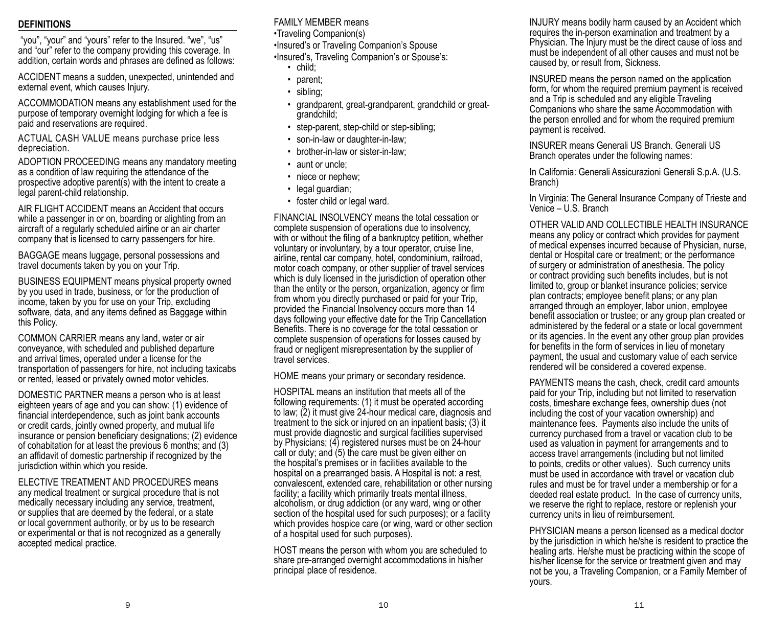## DEFINITIONS

"you", "your" and "yours" refer to the Insured. "we", "us" and "our" refer to the company providing this coverage. In addition, certain words and phrases are defined as follows:

ACCIDENT means a sudden, unexpected, unintended and external event, which causes Injury.

ACCOMMODATION means any establishment used for the purpose of temporary overnight lodging for which a fee is paid and reservations are required.

ACTUAL CASH VALUE means purchase price less depreciation.

ADOPTION PROCEEDING means any mandatory meeting as a condition of law requiring the attendance of the prospective adoptive parent(s) with the intent to create a legal parent-child relationship.

AIR FLIGHT ACCIDENT means an Accident that occurs while a passenger in or on, boarding or alighting from an aircraft of a regularly scheduled airline or an air charter company that is licensed to carry passengers for hire.

BAGGAGE means luggage, personal possessions and travel documents taken by you on your Trip.

BUSINESS EQUIPMENT means physical property owned by you used in trade, business, or for the production of income, taken by you for use on your Trip, excluding software, data, and any items defined as Baggage within this Policy.

COMMON CARRIER means any land, water or air conveyance, with scheduled and published departure and arrival times, operated under a license for the transportation of passengers for hire, not including taxicabs or rented, leased or privately owned motor vehicles.

DOMESTIC PARTNER means a person who is at least eighteen years of age and you can show: (1) evidence of financial interdependence, such as joint bank accounts or credit cards, jointly owned property, and mutual life insurance or pension beneficiary designations; (2) evidence of cohabitation for at least the previous 6 months; and (3) an affidavit of domestic partnership if recognized by the jurisdiction within which you reside.

ELECTIVE TREATMENT AND PROCEDURES means any medical treatment or surgical procedure that is not medically necessary including any service, treatment, or supplies that are deemed by the federal, or a state or local government authority, or by us to be research or experimental or that is not recognized as a generally accepted medical practice.

FAMILY MEMBER means

- Traveling Companion(s)
- Insured's or Traveling Companion's Spouse
- Insured's, Traveling Companion's or Spouse's:
  - child;
  - parent;
  - sibling;
  - grandparent, great-grandparent, grandchild or great-grandchild;
  - step-parent, step-child or step-sibling;
  - son-in-law or daughter-in-law;
  - brother-in-law or sister-in-law;
  - aunt or uncle;
  - niece or nephew;
  - legal guardian;
  - foster child or legal ward.

FINANCIAL INSOLVENCY means the total cessation or complete suspension of operations due to insolvency, with or without the filing of a bankruptcy petition, whether voluntary or involuntary, by a tour operator, cruise line, airline, rental car company, hotel, condominium, railroad, motor coach company, or other supplier of travel services which is duly licensed in the jurisdiction of operation other than the entity or the person, organization, agency or firm from whom you directly purchased or paid for your Trip, provided the Financial Insolvency occurs more than 14 days following your effective date for the Trip Cancellation Benefits. There is no coverage for the total cessation or complete suspension of operations for losses caused by fraud or negligent misrepresentation by the supplier of travel services.

HOME means your primary or secondary residence.

HOSPITAL means an institution that meets all of the following requirements: (1) it must be operated according to law; (2) it must give 24-hour medical care, diagnosis and treatment to the sick or injured on an inpatient basis; (3) it must provide diagnostic and surgical facilities supervised by Physicians; (4) registered nurses must be on 24-hour call or duty; and (5) the care must be given either on the hospital's premises or in facilities available to the hospital on a prearranged basis. A Hospital is not: a rest, convalescent, extended care, rehabilitation or other nursing facility; a facility which primarily treats mental illness, alcoholism, or drug addiction (or any ward, wing or other section of the hospital used for such purposes); or a facility which provides hospice care (or wing, ward or other section of a hospital used for such purposes).

HOST means the person with whom you are scheduled to share pre-arranged overnight accommodations in his/her principal place of residence.

INJURY means bodily harm caused by an Accident which requires the in-person examination and treatment by a Physician. The Injury must be the direct cause of loss and must be independent of all other causes and must not be caused by, or result from, Sickness.

INSURED means the person named on the application form, for whom the required premium payment is received and a Trip is scheduled and any eligible Traveling Companions who share the same Accommodation with the person enrolled and for whom the required premium payment is received.

INSURER means Generali US Branch. Generali US Branch operates under the following names:

In California: Generali Assicurazioni Generali S.p.A. (U.S. Branch)

In Virginia: The General Insurance Company of Trieste and Venice – U.S. Branch

OTHER VALID AND COLLECTIBLE HEALTH INSURANCE means any policy or contract which provides for payment of medical expenses incurred because of Physician, nurse, dental or Hospital care or treatment; or the performance of surgery or administration of anesthesia. The policy or contract providing such benefits includes, but is not limited to, group or blanket insurance policies; service plan contracts; employee benefit plans; or any plan arranged through an employer, labor union, employee benefit association or trustee; or any group plan created or administered by the federal or a state or local government or its agencies. In the event any other group plan provides for benefits in the form of services in lieu of monetary payment, the usual and customary value of each service rendered will be considered a covered expense.

PAYMENTS means the cash, check, credit card amounts paid for your Trip, including but not limited to reservation costs, timeshare exchange fees, ownership dues (not including the cost of your vacation ownership) and maintenance fees. Payments also include the units of currency purchased from a travel or vacation club to be used as valuation in payment for arrangements and to access travel arrangements (including but not limited to points, credits or other values). Such currency units must be used in accordance with travel or vacation club rules and must be for travel under a membership or for a deeded real estate product. In the case of currency units, we reserve the right to replace, restore or replenish your currency units in lieu of reimbursement.

PHYSICIAN means a person licensed as a medical doctor by the jurisdiction in which he/she is resident to practice the healing arts. He/she must be practicing within the scope of his/her license for the service or treatment given and may not be you, a Traveling Companion, or a Family Member of yours.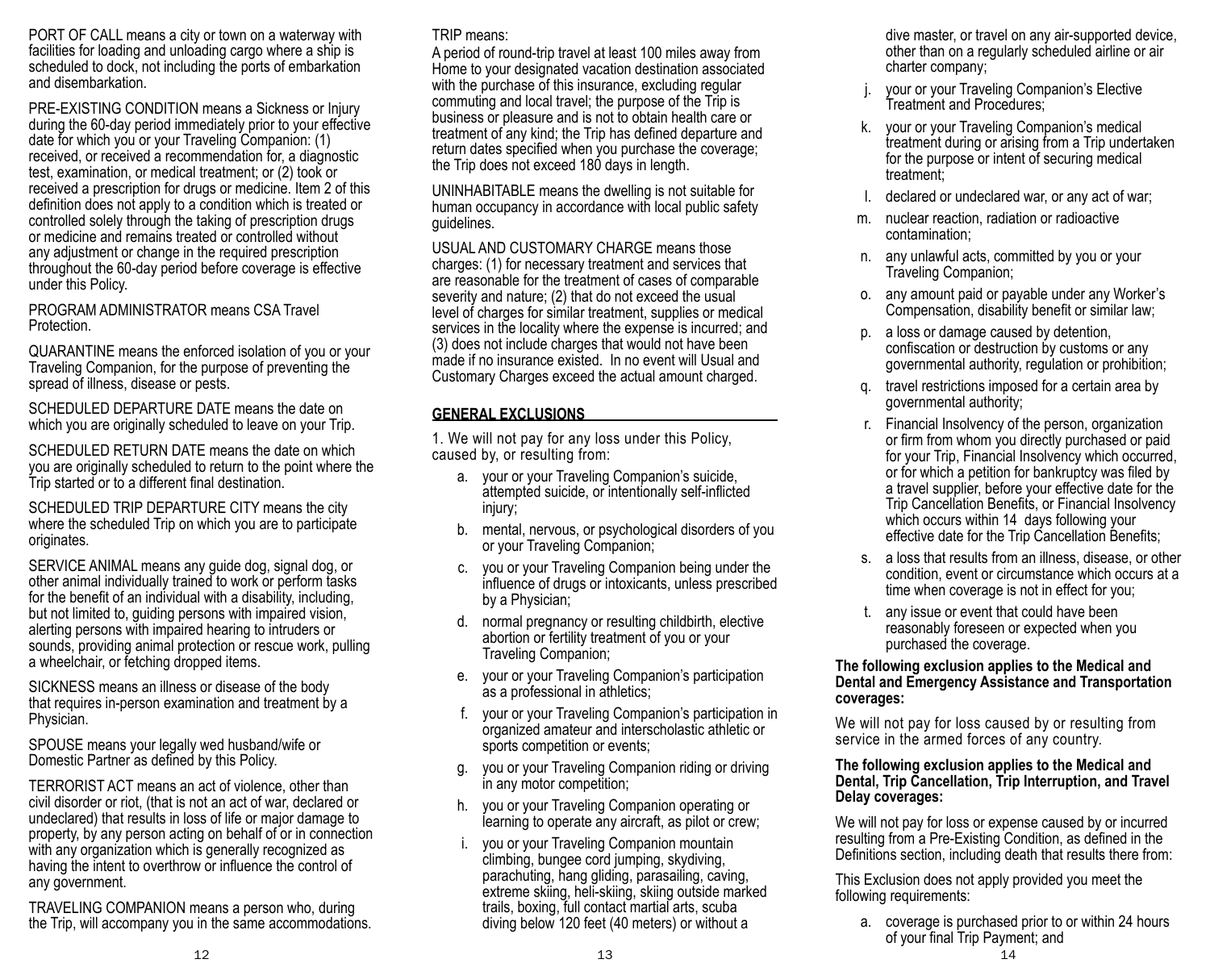PORT OF CALL means a city or town on a waterway with facilities for loading and unloading cargo where a ship is scheduled to dock, not including the ports of embarkation and disembarkation.

PRE-EXISTING CONDITION means a Sickness or Injury during the 60-day period immediately prior to your effective date for which you or your Traveling Companion: (1) received, or received a recommendation for, a diagnostic test, examination, or medical treatment; or (2) took or received a prescription for drugs or medicine. Item 2 of this definition does not apply to a condition which is treated or controlled solely through the taking of prescription drugs or medicine and remains treated or controlled without any adjustment or change in the required prescription throughout the 60-day period before coverage is effective under this Policy.

PROGRAM ADMINISTRATOR means CSA Travel Protection.

QUARANTINE means the enforced isolation of you or your Traveling Companion, for the purpose of preventing the spread of illness, disease or pests.

SCHEDULED DEPARTURE DATE means the date on which you are originally scheduled to leave on your Trip.

SCHEDULED RETURN DATE means the date on which you are originally scheduled to return to the point where the Trip started or to a different final destination.

SCHEDULED TRIP DEPARTURE CITY means the city where the scheduled Trip on which you are to participate originates.

SERVICE ANIMAL means any guide dog, signal dog, or other animal individually trained to work or perform tasks for the benefit of an individual with a disability, including, but not limited to, guiding persons with impaired vision, alerting persons with impaired hearing to intruders or sounds, providing animal protection or rescue work, pulling a wheelchair, or fetching dropped items.

SICKNESS means an illness or disease of the body that requires in-person examination and treatment by a Physician.

SPOUSE means your legally wed husband/wife or Domestic Partner as defined by this Policy.

TERRORIST ACT means an act of violence, other than civil disorder or riot, (that is not an act of war, declared or undeclared) that results in loss of life or major damage to property, by any person acting on behalf of or in connection with any organization which is generally recognized as having the intent to overthrow or influence the control of any government.

TRAVELING COMPANION means a person who, during the Trip, will accompany you in the same accommodations.

TRIP means:
A period of round-trip travel at least 100 miles away from Home to your designated vacation destination associated with the purchase of this insurance, excluding regular commuting and local travel; the purpose of the Trip is business or pleasure and is not to obtain health care or treatment of any kind; the Trip has defined departure and return dates specified when you purchase the coverage; the Trip does not exceed 180 days in length.

UNINHABITABLE means the dwelling is not suitable for human occupancy in accordance with local public safety guidelines.

USUAL AND CUSTOMARY CHARGE means those charges: (1) for necessary treatment and services that are reasonable for the treatment of cases of comparable severity and nature; (2) that do not exceed the usual level of charges for similar treatment, supplies or medical services in the locality where the expense is incurred; and (3) does not include charges that would not have been made if no insurance existed. In no event will Usual and Customary Charges exceed the actual amount charged.

## GENERAL EXCLUSIONS

1. We will not pay for any loss under this Policy, caused by, or resulting from:

a. your or your Traveling Companion's suicide, attempted suicide, or intentionally self-inflicted injury;

b. mental, nervous, or psychological disorders of you or your Traveling Companion;

c. you or your Traveling Companion being under the influence of drugs or intoxicants, unless prescribed by a Physician;

d. normal pregnancy or resulting childbirth, elective abortion or fertility treatment of you or your Traveling Companion;

e. your or your Traveling Companion's participation as a professional in athletics;

f. your or your Traveling Companion's participation in organized amateur and interscholastic athletic or sports competition or events;

g. you or your Traveling Companion riding or driving in any motor competition;

h. you or your Traveling Companion operating or learning to operate any aircraft, as pilot or crew;

i. you or your Traveling Companion mountain climbing, bungee cord jumping, skydiving, parachuting, hang gliding, parasailing, caving, extreme skiing, heli-skiing, skiing outside marked trails, boxing, full contact martial arts, scuba diving below 120 feet (40 meters) or without a dive master, or travel on any air-supported device, other than on a regularly scheduled airline or air charter company;

j. your or your Traveling Companion's Elective Treatment and Procedures;

k. your or your Traveling Companion's medical treatment during or arising from a Trip undertaken for the purpose or intent of securing medical treatment;

l. declared or undeclared war, or any act of war;

m. nuclear reaction, radiation or radioactive contamination;

n. any unlawful acts, committed by you or your Traveling Companion;

o. any amount paid or payable under any Worker's Compensation, disability benefit or similar law;

p. a loss or damage caused by detention, confiscation or destruction by customs or any governmental authority, regulation or prohibition;

q. travel restrictions imposed for a certain area by governmental authority;

r. Financial Insolvency of the person, organization or firm from whom you directly purchased or paid for your Trip, Financial Insolvency which occurred, or for which a petition for bankruptcy was filed by a travel supplier, before your effective date for the Trip Cancellation Benefits, or Financial Insolvency which occurs within 14 days following your effective date for the Trip Cancellation Benefits;

s. a loss that results from an illness, disease, or other condition, event or circumstance which occurs at a time when coverage is not in effect for you;

t. any issue or event that could have been reasonably foreseen or expected when you purchased the coverage.

**The following exclusion applies to the Medical and Dental and Emergency Assistance and Transportation coverages:**

We will not pay for loss caused by or resulting from service in the armed forces of any country.

**The following exclusion applies to the Medical and Dental, Trip Cancellation, Trip Interruption, and Travel Delay coverages:**

We will not pay for loss or expense caused by or incurred resulting from a Pre-Existing Condition, as defined in the Definitions section, including death that results there from:

This Exclusion does not apply provided you meet the following requirements:

a. coverage is purchased prior to or within 24 hours of your final Trip Payment; and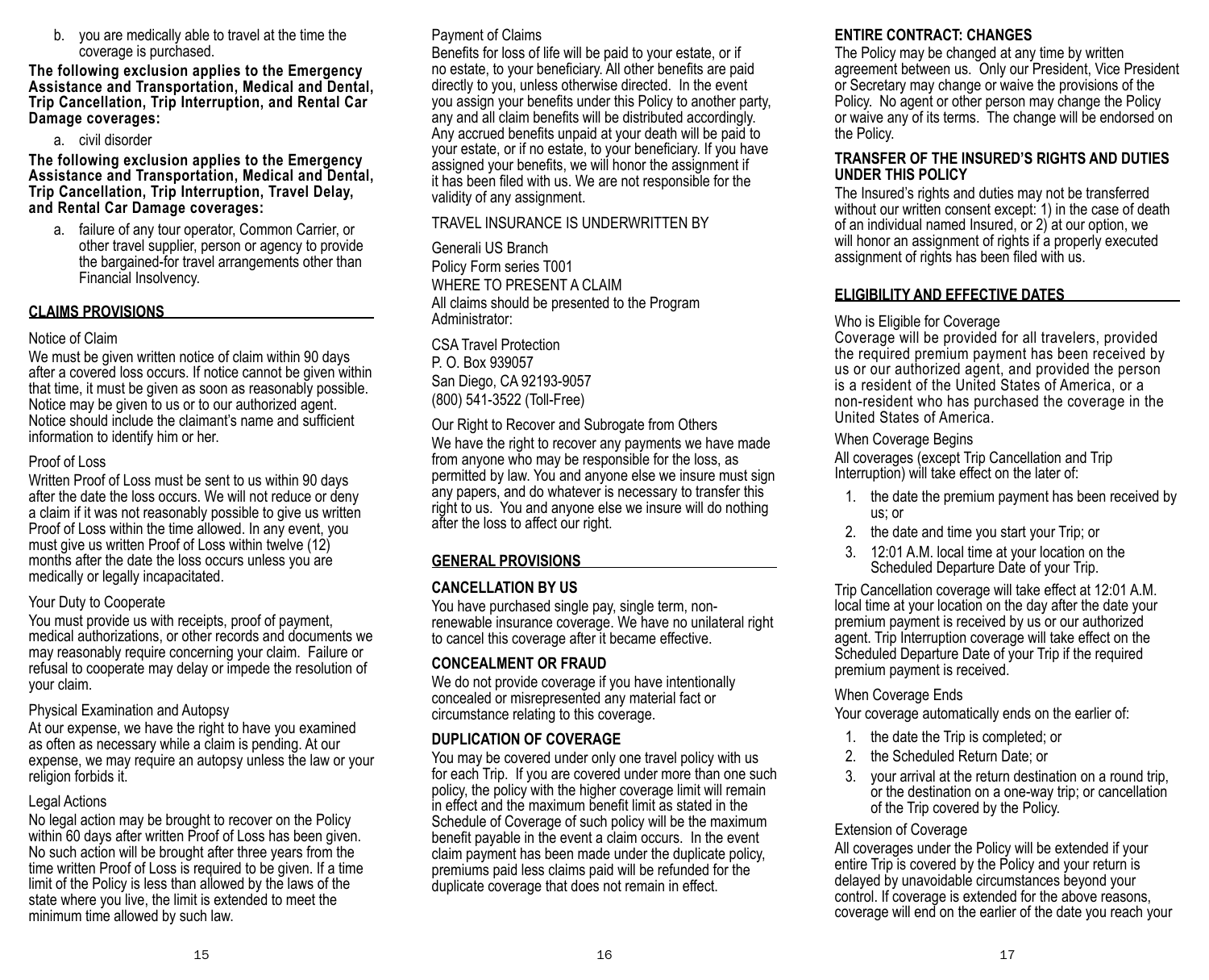b. you are medically able to travel at the time the coverage is purchased.

**The following exclusion applies to the Emergency Assistance and Transportation, Medical and Dental, Trip Cancellation, Trip Interruption, and Rental Car Damage coverages:**

a. civil disorder

**The following exclusion applies to the Emergency Assistance and Transportation, Medical and Dental, Trip Cancellation, Trip Interruption, Travel Delay, and Rental Car Damage coverages:**

a. failure of any tour operator, Common Carrier, or other travel supplier, person or agency to provide the bargained-for travel arrangements other than Financial Insolvency.

## CLAIMS PROVISIONS

Notice of Claim

We must be given written notice of claim within 90 days after a covered loss occurs. If notice cannot be given within that time, it must be given as soon as reasonably possible. Notice may be given to us or to our authorized agent. Notice should include the claimant's name and sufficient information to identify him or her.

Proof of Loss

Written Proof of Loss must be sent to us within 90 days after the date the loss occurs. We will not reduce or deny a claim if it was not reasonably possible to give us written Proof of Loss within the time allowed. In any event, you must give us written Proof of Loss within twelve (12) months after the date the loss occurs unless you are medically or legally incapacitated.

Your Duty to Cooperate

You must provide us with receipts, proof of payment, medical authorizations, or other records and documents we may reasonably require concerning your claim. Failure or refusal to cooperate may delay or impede the resolution of your claim.

Physical Examination and Autopsy

At our expense, we have the right to have you examined as often as necessary while a claim is pending. At our expense, we may require an autopsy unless the law or your religion forbids it.

Legal Actions

No legal action may be brought to recover on the Policy within 60 days after written Proof of Loss has been given. No such action will be brought after three years from the time written Proof of Loss is required to be given. If a time limit of the Policy is less than allowed by the laws of the state where you live, the limit is extended to meet the minimum time allowed by such law.

Payment of Claims

Benefits for loss of life will be paid to your estate, or if no estate, to your beneficiary. All other benefits are paid directly to you, unless otherwise directed. In the event you assign your benefits under this Policy to another party, any and all claim benefits will be distributed accordingly. Any accrued benefits unpaid at your death will be paid to your estate, or if no estate, to your beneficiary. If you have assigned your benefits, we will honor the assignment if it has been filed with us. We are not responsible for the validity of any assignment.

TRAVEL INSURANCE IS UNDERWRITTEN BY

Generali US Branch
Policy Form series T001
WHERE TO PRESENT A CLAIM
All claims should be presented to the Program Administrator:

CSA Travel Protection
P. O. Box 939057
San Diego, CA 92193-9057
(800) 541-3522 (Toll-Free)

Our Right to Recover and Subrogate from Others

We have the right to recover any payments we have made from anyone who may be responsible for the loss, as permitted by law. You and anyone else we insure must sign any papers, and do whatever is necessary to transfer this right to us. You and anyone else we insure will do nothing after the loss to affect our right.

## GENERAL PROVISIONS

### CANCELLATION BY US

You have purchased single pay, single term, non-renewable insurance coverage. We have no unilateral right to cancel this coverage after it became effective.

### CONCEALMENT OR FRAUD

We do not provide coverage if you have intentionally concealed or misrepresented any material fact or circumstance relating to this coverage.

### DUPLICATION OF COVERAGE

You may be covered under only one travel policy with us for each Trip. If you are covered under more than one such policy, the policy with the higher coverage limit will remain in effect and the maximum benefit limit as stated in the Schedule of Coverage of such policy will be the maximum benefit payable in the event a claim occurs. In the event claim payment has been made under the duplicate policy, premiums paid less claims paid will be refunded for the duplicate coverage that does not remain in effect.

### ENTIRE CONTRACT: CHANGES

The Policy may be changed at any time by written agreement between us. Only our President, Vice President or Secretary may change or waive the provisions of the Policy. No agent or other person may change the Policy or waive any of its terms. The change will be endorsed on the Policy.

### TRANSFER OF THE INSURED'S RIGHTS AND DUTIES UNDER THIS POLICY

The Insured's rights and duties may not be transferred without our written consent except: 1) in the case of death of an individual named Insured, or 2) at our option, we will honor an assignment of rights if a properly executed assignment of rights has been filed with us.

## ELIGIBILITY AND EFFECTIVE DATES

Who is Eligible for Coverage

Coverage will be provided for all travelers, provided the required premium payment has been received by us or our authorized agent, and provided the person is a resident of the United States of America, or a non-resident who has purchased the coverage in the United States of America.

When Coverage Begins

All coverages (except Trip Cancellation and Trip Interruption) will take effect on the later of:

1. the date the premium payment has been received by us; or
2. the date and time you start your Trip; or
3. 12:01 A.M. local time at your location on the Scheduled Departure Date of your Trip.

Trip Cancellation coverage will take effect at 12:01 A.M. local time at your location on the day after the date your premium payment is received by us or our authorized agent. Trip Interruption coverage will take effect on the Scheduled Departure Date of your Trip if the required premium payment is received.

When Coverage Ends

Your coverage automatically ends on the earlier of:

1. the date the Trip is completed; or
2. the Scheduled Return Date; or
3. your arrival at the return destination on a round trip, or the destination on a one-way trip; or cancellation of the Trip covered by the Policy.

Extension of Coverage

All coverages under the Policy will be extended if your entire Trip is covered by the Policy and your return is delayed by unavoidable circumstances beyond your control. If coverage is extended for the above reasons, coverage will end on the earlier of the date you reach your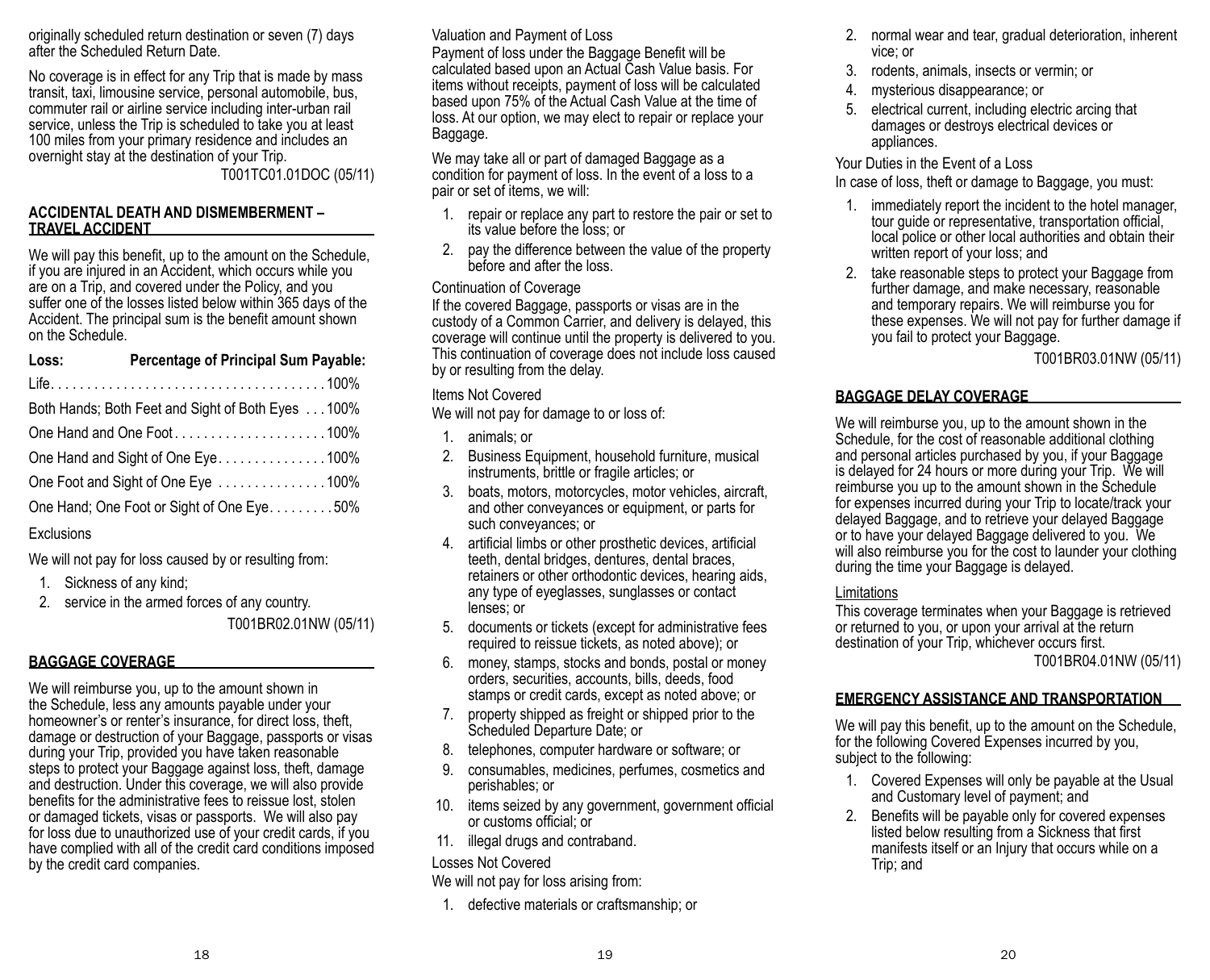originally scheduled return destination or seven (7) days after the Scheduled Return Date.

No coverage is in effect for any Trip that is made by mass transit, taxi, limousine service, personal automobile, bus, commuter rail or airline service including inter-urban rail service, unless the Trip is scheduled to take you at least 100 miles from your primary residence and includes an overnight stay at the destination of your Trip.

T001TC01.01DOC (05/11)

## ACCIDENTAL DEATH AND DISMEMBERMENT – TRAVEL ACCIDENT

We will pay this benefit, up to the amount on the Schedule, if you are injured in an Accident, which occurs while you are on a Trip, and covered under the Policy, and you suffer one of the losses listed below within 365 days of the Accident. The principal sum is the benefit amount shown on the Schedule.

| Loss: | Percentage of Principal Sum Payable: |
|---|---|
| Life | 100% |
| Both Hands; Both Feet and Sight of Both Eyes | 100% |
| One Hand and One Foot | 100% |
| One Hand and Sight of One Eye | 100% |
| One Foot and Sight of One Eye | 100% |
| One Hand; One Foot or Sight of One Eye | 50% |

Exclusions

We will not pay for loss caused by or resulting from:

1. Sickness of any kind;
2. service in the armed forces of any country.

T001BR02.01NW (05/11)

## BAGGAGE COVERAGE

We will reimburse you, up to the amount shown in the Schedule, less any amounts payable under your homeowner's or renter's insurance, for direct loss, theft, damage or destruction of your Baggage, passports or visas during your Trip, provided you have taken reasonable steps to protect your Baggage against loss, theft, damage and destruction. Under this coverage, we will also provide benefits for the administrative fees to reissue lost, stolen or damaged tickets, visas or passports. We will also pay for loss due to unauthorized use of your credit cards, if you have complied with all of the credit card conditions imposed by the credit card companies.

Valuation and Payment of Loss

Payment of loss under the Baggage Benefit will be calculated based upon an Actual Cash Value basis. For items without receipts, payment of loss will be calculated based upon 75% of the Actual Cash Value at the time of loss. At our option, we may elect to repair or replace your Baggage.

We may take all or part of damaged Baggage as a condition for payment of loss. In the event of a loss to a pair or set of items, we will:

1. repair or replace any part to restore the pair or set to its value before the loss; or
2. pay the difference between the value of the property before and after the loss.

Continuation of Coverage

If the covered Baggage, passports or visas are in the custody of a Common Carrier, and delivery is delayed, this coverage will continue until the property is delivered to you. This continuation of coverage does not include loss caused by or resulting from the delay.

Items Not Covered

We will not pay for damage to or loss of:

1. animals; or
2. Business Equipment, household furniture, musical instruments, brittle or fragile articles; or
3. boats, motors, motorcycles, motor vehicles, aircraft, and other conveyances or equipment, or parts for such conveyances; or
4. artificial limbs or other prosthetic devices, artificial teeth, dental bridges, dentures, dental braces, retainers or other orthodontic devices, hearing aids, any type of eyeglasses, sunglasses or contact lenses; or
5. documents or tickets (except for administrative fees required to reissue tickets, as noted above); or
6. money, stamps, stocks and bonds, postal or money orders, securities, accounts, bills, deeds, food stamps or credit cards, except as noted above; or
7. property shipped as freight or shipped prior to the Scheduled Departure Date; or
8. telephones, computer hardware or software; or
9. consumables, medicines, perfumes, cosmetics and perishables; or
10. items seized by any government, government official or customs official; or
11. illegal drugs and contraband.

Losses Not Covered

We will not pay for loss arising from:

1. defective materials or craftsmanship; or
2. normal wear and tear, gradual deterioration, inherent vice; or
3. rodents, animals, insects or vermin; or
4. mysterious disappearance; or
5. electrical current, including electric arcing that damages or destroys electrical devices or appliances.

Your Duties in the Event of a Loss

In case of loss, theft or damage to Baggage, you must:

1. immediately report the incident to the hotel manager, tour guide or representative, transportation official, local police or other local authorities and obtain their written report of your loss; and
2. take reasonable steps to protect your Baggage from further damage, and make necessary, reasonable and temporary repairs. We will reimburse you for these expenses. We will not pay for further damage if you fail to protect your Baggage.

T001BR03.01NW (05/11)

## BAGGAGE DELAY COVERAGE

We will reimburse you, up to the amount shown in the Schedule, for the cost of reasonable additional clothing and personal articles purchased by you, if your Baggage is delayed for 24 hours or more during your Trip. We will reimburse you up to the amount shown in the Schedule for expenses incurred during your Trip to locate/track your delayed Baggage, and to retrieve your delayed Baggage or to have your delayed Baggage delivered to you. We will also reimburse you for the cost to launder your clothing during the time your Baggage is delayed.

Limitations

This coverage terminates when your Baggage is retrieved or returned to you, or upon your arrival at the return destination of your Trip, whichever occurs first.

T001BR04.01NW (05/11)

## EMERGENCY ASSISTANCE AND TRANSPORTATION

We will pay this benefit, up to the amount on the Schedule, for the following Covered Expenses incurred by you, subject to the following:

1. Covered Expenses will only be payable at the Usual and Customary level of payment; and
2. Benefits will be payable only for covered expenses listed below resulting from a Sickness that first manifests itself or an Injury that occurs while on a Trip; and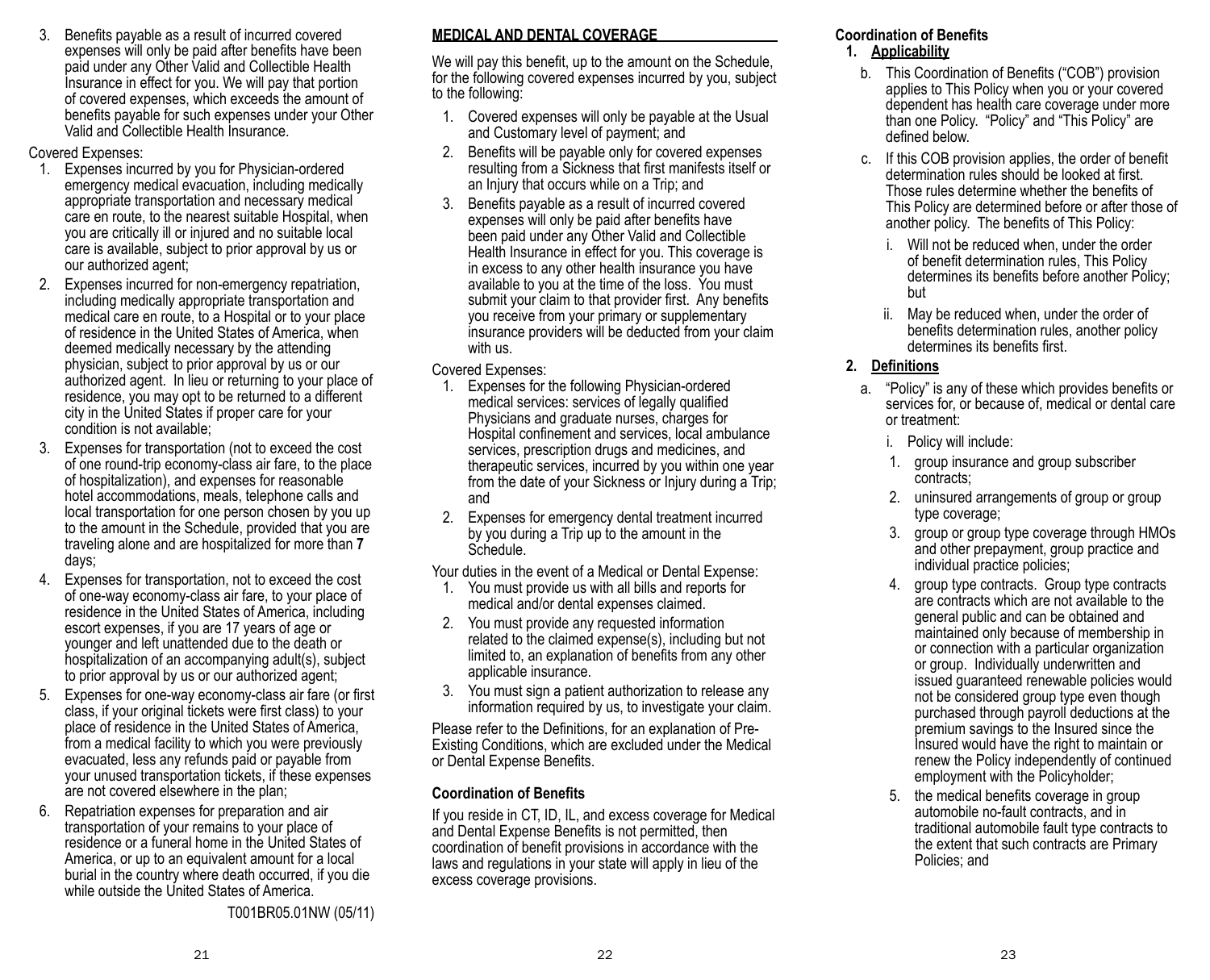3. Benefits payable as a result of incurred covered expenses will only be paid after benefits have been paid under any Other Valid and Collectible Health Insurance in effect for you. We will pay that portion of covered expenses, which exceeds the amount of benefits payable for such expenses under your Other Valid and Collectible Health Insurance.

Covered Expenses:

1. Expenses incurred by you for Physician-ordered emergency medical evacuation, including medically appropriate transportation and necessary medical care en route, to the nearest suitable Hospital, when you are critically ill or injured and no suitable local care is available, subject to prior approval by us or our authorized agent;
2. Expenses incurred for non-emergency repatriation, including medically appropriate transportation and medical care en route, to a Hospital or to your place of residence in the United States of America, when deemed medically necessary by the attending physician, subject to prior approval by us or our authorized agent. In lieu or returning to your place of residence, you may opt to be returned to a different city in the United States if proper care for your condition is not available;
3. Expenses for transportation (not to exceed the cost of one round-trip economy-class air fare, to the place of hospitalization), and expenses for reasonable hotel accommodations, meals, telephone calls and local transportation for one person chosen by you up to the amount in the Schedule, provided that you are traveling alone and are hospitalized for more than **7** days;
4. Expenses for transportation, not to exceed the cost of one-way economy-class air fare, to your place of residence in the United States of America, including escort expenses, if you are 17 years of age or younger and left unattended due to the death or hospitalization of an accompanying adult(s), subject to prior approval by us or our authorized agent;
5. Expenses for one-way economy-class air fare (or first class, if your original tickets were first class) to your place of residence in the United States of America, from a medical facility to which you were previously evacuated, less any refunds paid or payable from your unused transportation tickets, if these expenses are not covered elsewhere in the plan;
6. Repatriation expenses for preparation and air transportation of your remains to your place of residence or a funeral home in the United States of America, or up to an equivalent amount for a local burial in the country where death occurred, if you die while outside the United States of America.

T001BR05.01NW (05/11)

## MEDICAL AND DENTAL COVERAGE

We will pay this benefit, up to the amount on the Schedule, for the following covered expenses incurred by you, subject to the following:

1. Covered expenses will only be payable at the Usual and Customary level of payment; and
2. Benefits will be payable only for covered expenses resulting from a Sickness that first manifests itself or an Injury that occurs while on a Trip; and
3. Benefits payable as a result of incurred covered expenses will only be paid after benefits have been paid under any Other Valid and Collectible Health Insurance in effect for you. This coverage is in excess to any other health insurance you have available to you at the time of the loss. You must submit your claim to that provider first. Any benefits you receive from your primary or supplementary insurance providers will be deducted from your claim with us.

Covered Expenses:

1. Expenses for the following Physician-ordered medical services: services of legally qualified Physicians and graduate nurses, charges for Hospital confinement and services, local ambulance services, prescription drugs and medicines, and therapeutic services, incurred by you within one year from the date of your Sickness or Injury during a Trip; and
2. Expenses for emergency dental treatment incurred by you during a Trip up to the amount in the Schedule.

Your duties in the event of a Medical or Dental Expense:

1. You must provide us with all bills and reports for medical and/or dental expenses claimed.
2. You must provide any requested information related to the claimed expense(s), including but not limited to, an explanation of benefits from any other applicable insurance.
3. You must sign a patient authorization to release any information required by us, to investigate your claim.

Please refer to the Definitions, for an explanation of Pre-Existing Conditions, which are excluded under the Medical or Dental Expense Benefits.

### Coordination of Benefits

If you reside in CT, ID, IL, and excess coverage for Medical and Dental Expense Benefits is not permitted, then coordination of benefit provisions in accordance with the laws and regulations in your state will apply in lieu of the excess coverage provisions.

### Coordination of Benefits

**1. Applicability**

b. This Coordination of Benefits ("COB") provision applies to This Policy when you or your covered dependent has health care coverage under more than one Policy. "Policy" and "This Policy" are defined below.

c. If this COB provision applies, the order of benefit determination rules should be looked at first. Those rules determine whether the benefits of This Policy are determined before or after those of another policy. The benefits of This Policy:

   i. Will not be reduced when, under the order of benefit determination rules, This Policy determines its benefits before another Policy; but

   ii. May be reduced when, under the order of benefits determination rules, another policy determines its benefits first.

**2. Definitions**

a. "Policy" is any of these which provides benefits or services for, or because of, medical or dental care or treatment:

   i. Policy will include:

   1. group insurance and group subscriber contracts;
   2. uninsured arrangements of group or group type coverage;
   3. group or group type coverage through HMOs and other prepayment, group practice and individual practice policies;
   4. group type contracts. Group type contracts are contracts which are not available to the general public and can be obtained and maintained only because of membership in or connection with a particular organization or group. Individually underwritten and issued guaranteed renewable policies would not be considered group type even though purchased through payroll deductions at the premium savings to the Insured since the Insured would have the right to maintain or renew the Policy independently of continued employment with the Policyholder;
   5. the medical benefits coverage in group automobile no-fault contracts, and in traditional automobile fault type contracts to the extent that such contracts are Primary Policies; and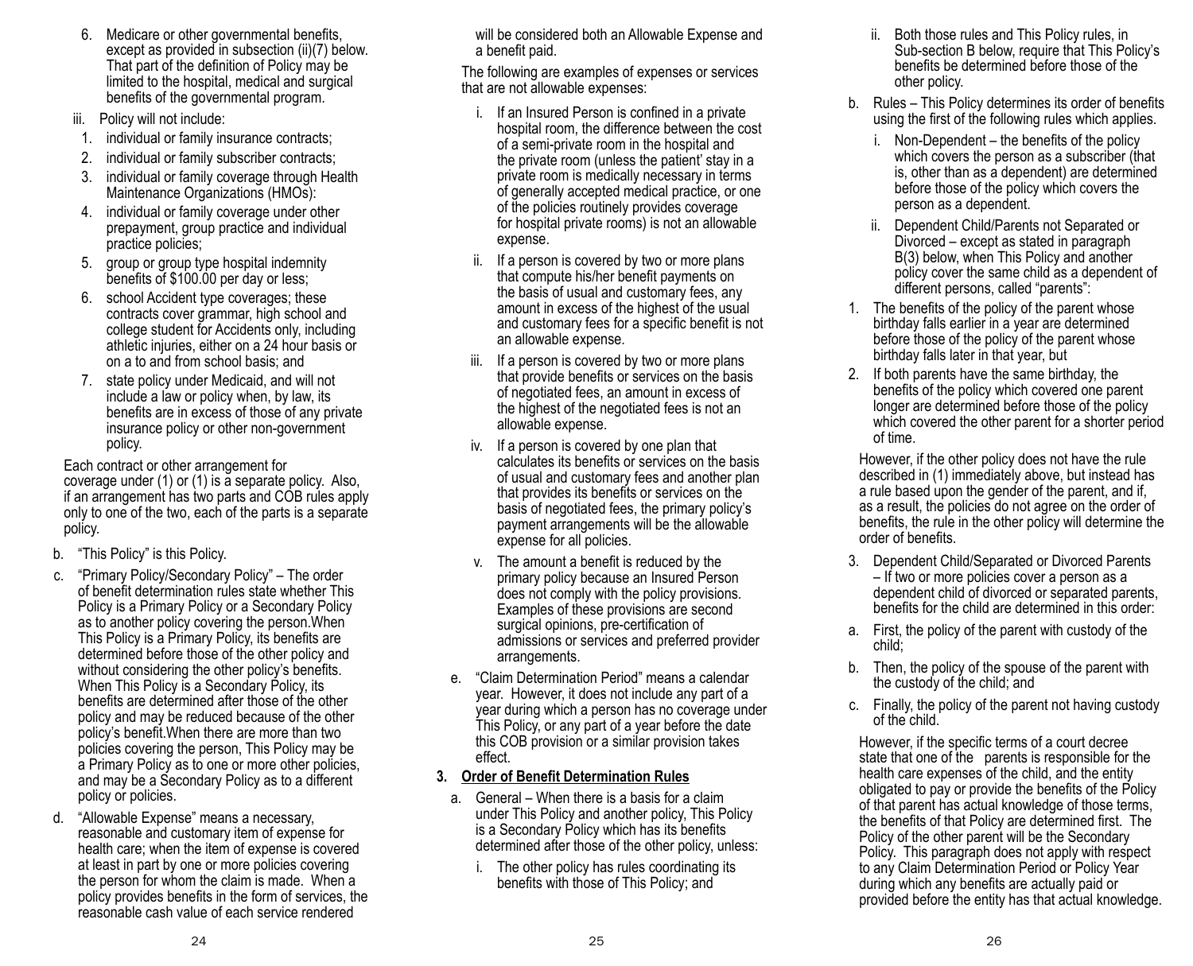6. Medicare or other governmental benefits, except as provided in subsection (ii)(7) below. That part of the definition of Policy may be limited to the hospital, medical and surgical benefits of the governmental program.

iii. Policy will not include:

1. individual or family insurance contracts;
2. individual or family subscriber contracts;
3. individual or family coverage through Health Maintenance Organizations (HMOs):
4. individual or family coverage under other prepayment, group practice and individual practice policies;
5. group or group type hospital indemnity benefits of $100.00 per day or less;
6. school Accident type coverages; these contracts cover grammar, high school and college student for Accidents only, including athletic injuries, either on a 24 hour basis or on a to and from school basis; and
7. state policy under Medicaid, and will not include a law or policy when, by law, its benefits are in excess of those of any private insurance policy or other non-government policy.

Each contract or other arrangement for coverage under (1) or (1) is a separate policy. Also, if an arrangement has two parts and COB rules apply only to one of the two, each of the parts is a separate policy.

b. "This Policy" is this Policy.

c. "Primary Policy/Secondary Policy" – The order of benefit determination rules state whether This Policy is a Primary Policy or a Secondary Policy as to another policy covering the person.When This Policy is a Primary Policy, its benefits are determined before those of the other policy and without considering the other policy's benefits. When This Policy is a Secondary Policy, its benefits are determined after those of the other policy and may be reduced because of the other policy's benefit.When there are more than two policies covering the person, This Policy may be a Primary Policy as to one or more other policies, and may be a Secondary Policy as to a different policy or policies.

d. "Allowable Expense" means a necessary, reasonable and customary item of expense for health care; when the item of expense is covered at least in part by one or more policies covering the person for whom the claim is made. When a policy provides benefits in the form of services, the reasonable cash value of each service rendered will be considered both an Allowable Expense and a benefit paid.

The following are examples of expenses or services that are not allowable expenses:

i. If an Insured Person is confined in a private hospital room, the difference between the cost of a semi-private room in the hospital and the private room (unless the patient' stay in a private room is medically necessary in terms of generally accepted medical practice, or one of the policies routinely provides coverage for hospital private rooms) is not an allowable expense.

ii. If a person is covered by two or more plans that compute his/her benefit payments on the basis of usual and customary fees, any amount in excess of the highest of the usual and customary fees for a specific benefit is not an allowable expense.

iii. If a person is covered by two or more plans that provide benefits or services on the basis of negotiated fees, an amount in excess of the highest of the negotiated fees is not an allowable expense.

iv. If a person is covered by one plan that calculates its benefits or services on the basis of usual and customary fees and another plan that provides its benefits or services on the basis of negotiated fees, the primary policy's payment arrangements will be the allowable expense for all policies.

v. The amount a benefit is reduced by the primary policy because an Insured Person does not comply with the policy provisions. Examples of these provisions are second surgical opinions, pre-certification of admissions or services and preferred provider arrangements.

e. "Claim Determination Period" means a calendar year. However, it does not include any part of a year during which a person has no coverage under This Policy, or any part of a year before the date this COB provision or a similar provision takes effect.

### 3. Order of Benefit Determination Rules

a. General – When there is a basis for a claim under This Policy and another policy, This Policy is a Secondary Policy which has its benefits determined after those of the other policy, unless:

i. The other policy has rules coordinating its benefits with those of This Policy; and

ii. Both those rules and This Policy rules, in Sub-section B below, require that This Policy's benefits be determined before those of the other policy.

b. Rules – This Policy determines its order of benefits using the first of the following rules which applies.

i. Non-Dependent – the benefits of the policy which covers the person as a subscriber (that is, other than as a dependent) are determined before those of the policy which covers the person as a dependent.

ii. Dependent Child/Parents not Separated or Divorced – except as stated in paragraph B(3) below, when This Policy and another policy cover the same child as a dependent of different persons, called "parents":

1. The benefits of the policy of the parent whose birthday falls earlier in a year are determined before those of the policy of the parent whose birthday falls later in that year, but
2. If both parents have the same birthday, the benefits of the policy which covered one parent longer are determined before those of the policy which covered the other parent for a shorter period of time.

However, if the other policy does not have the rule described in (1) immediately above, but instead has a rule based upon the gender of the parent, and if, as a result, the policies do not agree on the order of benefits, the rule in the other policy will determine the order of benefits.

3. Dependent Child/Separated or Divorced Parents – If two or more policies cover a person as a dependent child of divorced or separated parents, benefits for the child are determined in this order:

a. First, the policy of the parent with custody of the child;

b. Then, the policy of the spouse of the parent with the custody of the child; and

c. Finally, the policy of the parent not having custody of the child.

However, if the specific terms of a court decree state that one of the parents is responsible for the health care expenses of the child, and the entity obligated to pay or provide the benefits of the Policy of that parent has actual knowledge of those terms, the benefits of that Policy are determined first. The Policy of the other parent will be the Secondary Policy. This paragraph does not apply with respect to any Claim Determination Period or Policy Year during which any benefits are actually paid or provided before the entity has that actual knowledge.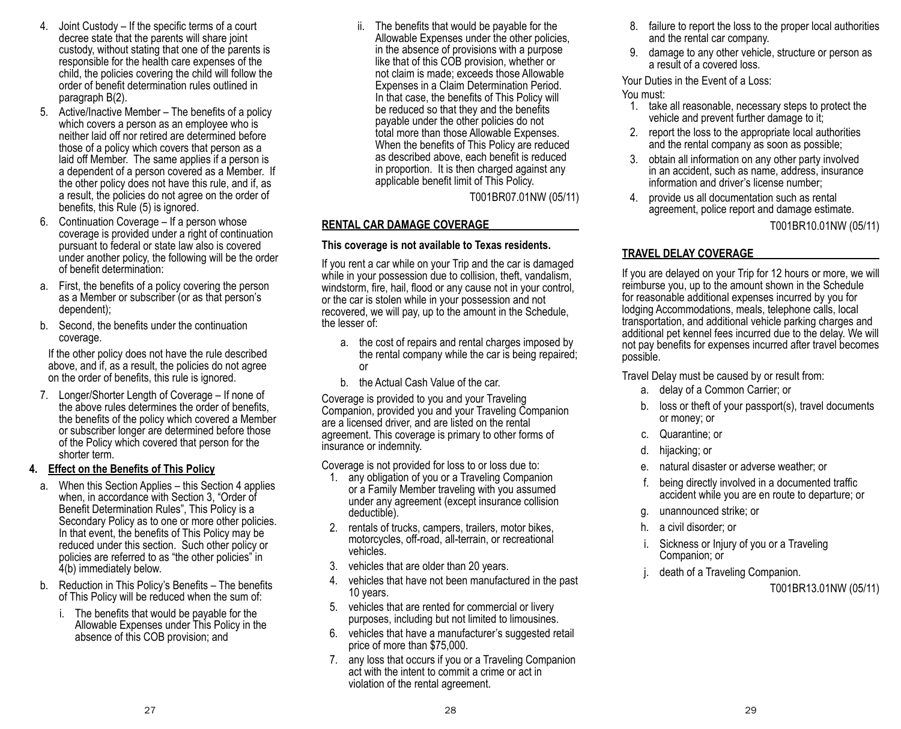4. Joint Custody – If the specific terms of a court decree state that the parents will share joint custody, without stating that one of the parents is responsible for the health care expenses of the child, the policies covering the child will follow the order of benefit determination rules outlined in paragraph B(2).
5. Active/Inactive Member – The benefits of a policy which covers a person as an employee who is neither laid off nor retired are determined before those of a policy which covers that person as a laid off Member. The same applies if a person is a dependent of a person covered as a Member. If the other policy does not have this rule, and if, as a result, the policies do not agree on the order of benefits, this Rule (5) is ignored.
6. Continuation Coverage – If a person whose coverage is provided under a right of continuation pursuant to federal or state law also is covered under another policy, the following will be the order of benefit determination:

a. First, the benefits of a policy covering the person as a Member or subscriber (or as that person's dependent);

b. Second, the benefits under the continuation coverage.

If the other policy does not have the rule described above, and if, as a result, the policies do not agree on the order of benefits, this rule is ignored.

7. Longer/Shorter Length of Coverage – If none of the above rules determines the order of benefits, the benefits of the policy which covered a Member or subscriber longer are determined before those of the Policy which covered that person for the shorter term.

**4. Effect on the Benefits of This Policy**

a. When this Section Applies – this Section 4 applies when, in accordance with Section 3, "Order of Benefit Determination Rules", This Policy is a Secondary Policy as to one or more other policies. In that event, the benefits of This Policy may be reduced under this section. Such other policy or policies are referred to as "the other policies" in 4(b) immediately below.

b. Reduction in This Policy's Benefits – The benefits of This Policy will be reduced when the sum of:

i. The benefits that would be payable for the Allowable Expenses under This Policy in the absence of this COB provision; and

ii. The benefits that would be payable for the Allowable Expenses under the other policies, in the absence of provisions with a purpose like that of this COB provision, whether or not claim is made; exceeds those Allowable Expenses in a Claim Determination Period. In that case, the benefits of This Policy will be reduced so that they and the benefits payable under the other policies do not total more than those Allowable Expenses. When the benefits of This Policy are reduced as described above, each benefit is reduced in proportion. It is then charged against any applicable benefit limit of This Policy.

T001BR07.01NW (05/11)

## RENTAL CAR DAMAGE COVERAGE

**This coverage is not available to Texas residents.**

If you rent a car while on your Trip and the car is damaged while in your possession due to collision, theft, vandalism, windstorm, fire, hail, flood or any cause not in your control, or the car is stolen while in your possession and not recovered, we will pay, up to the amount in the Schedule, the lesser of:

a. the cost of repairs and rental charges imposed by the rental company while the car is being repaired; or

b. the Actual Cash Value of the car.

Coverage is provided to you and your Traveling Companion, provided you and your Traveling Companion are a licensed driver, and are listed on the rental agreement. This coverage is primary to other forms of insurance or indemnity.

Coverage is not provided for loss to or loss due to:

1. any obligation of you or a Traveling Companion or a Family Member traveling with you assumed under any agreement (except insurance collision deductible).
2. rentals of trucks, campers, trailers, motor bikes, motorcycles, off-road, all-terrain, or recreational vehicles.
3. vehicles that are older than 20 years.
4. vehicles that have not been manufactured in the past 10 years.
5. vehicles that are rented for commercial or livery purposes, including but not limited to limousines.
6. vehicles that have a manufacturer's suggested retail price of more than $75,000.
7. any loss that occurs if you or a Traveling Companion act with the intent to commit a crime or act in violation of the rental agreement.
8. failure to report the loss to the proper local authorities and the rental car company.
9. damage to any other vehicle, structure or person as a result of a covered loss.

Your Duties in the Event of a Loss:

You must:

1. take all reasonable, necessary steps to protect the vehicle and prevent further damage to it;
2. report the loss to the appropriate local authorities and the rental company as soon as possible;
3. obtain all information on any other party involved in an accident, such as name, address, insurance information and driver's license number;
4. provide us all documentation such as rental agreement, police report and damage estimate.

T001BR10.01NW (05/11)

## TRAVEL DELAY COVERAGE

If you are delayed on your Trip for 12 hours or more, we will reimburse you, up to the amount shown in the Schedule for reasonable additional expenses incurred by you for lodging Accommodations, meals, telephone calls, local transportation, and additional vehicle parking charges and additional pet kennel fees incurred due to the delay. We will not pay benefits for expenses incurred after travel becomes possible.

Travel Delay must be caused by or result from:

a. delay of a Common Carrier; or

b. loss or theft of your passport(s), travel documents or money; or

c. Quarantine; or

d. hijacking; or

e. natural disaster or adverse weather; or

f. being directly involved in a documented traffic accident while you are en route to departure; or

g. unannounced strike; or

h. a civil disorder; or

i. Sickness or Injury of you or a Traveling Companion; or

j. death of a Traveling Companion.

T001BR13.01NW (05/11)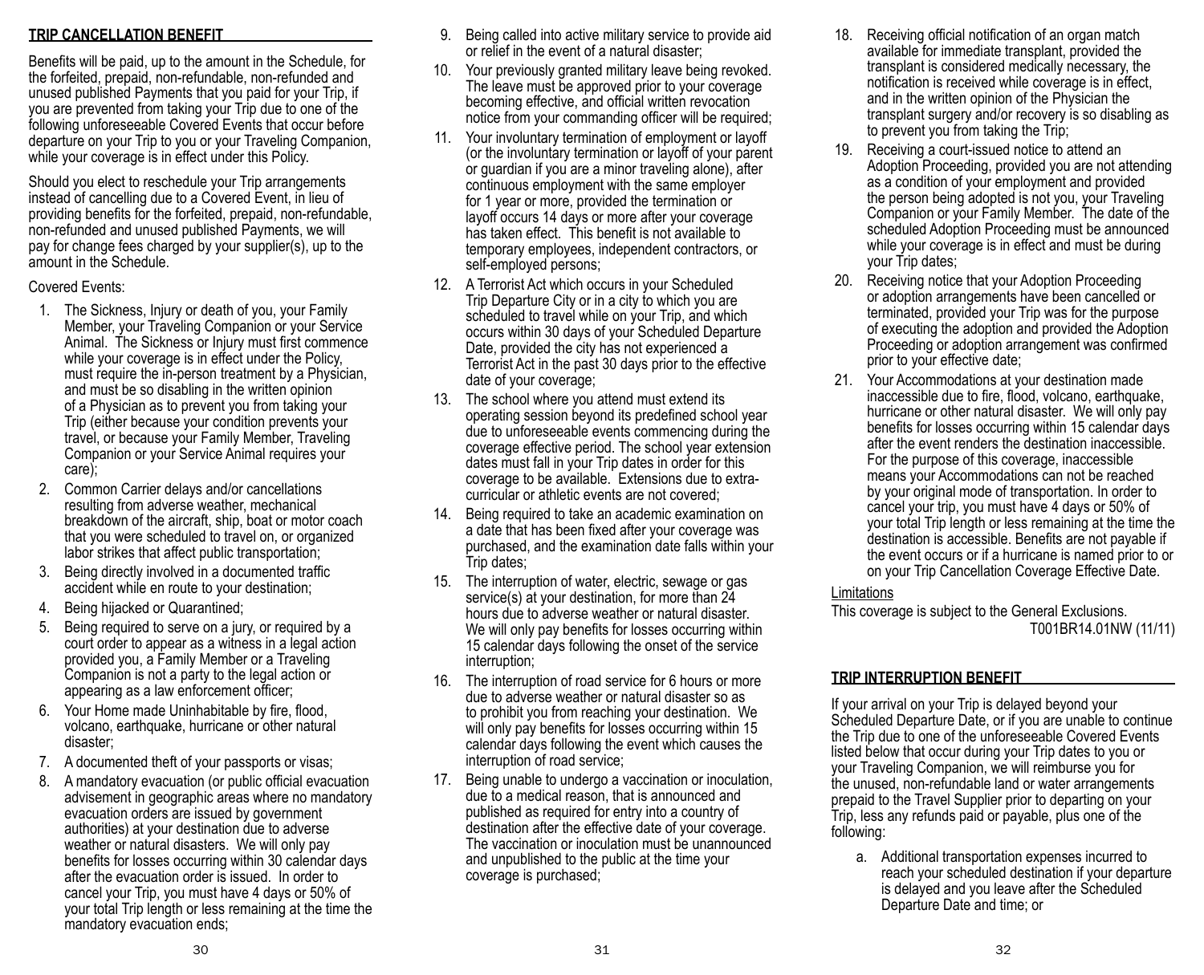## TRIP CANCELLATION BENEFIT

Benefits will be paid, up to the amount in the Schedule, for the forfeited, prepaid, non-refundable, non-refunded and unused published Payments that you paid for your Trip, if you are prevented from taking your Trip due to one of the following unforeseeable Covered Events that occur before departure on your Trip to you or your Traveling Companion, while your coverage is in effect under this Policy.

Should you elect to reschedule your Trip arrangements instead of cancelling due to a Covered Event, in lieu of providing benefits for the forfeited, prepaid, non-refundable, non-refunded and unused published Payments, we will pay for change fees charged by your supplier(s), up to the amount in the Schedule.

Covered Events:

1. The Sickness, Injury or death of you, your Family Member, your Traveling Companion or your Service Animal. The Sickness or Injury must first commence while your coverage is in effect under the Policy, must require the in-person treatment by a Physician, and must be so disabling in the written opinion of a Physician as to prevent you from taking your Trip (either because your condition prevents your travel, or because your Family Member, Traveling Companion or your Service Animal requires your care);
2. Common Carrier delays and/or cancellations resulting from adverse weather, mechanical breakdown of the aircraft, ship, boat or motor coach that you were scheduled to travel on, or organized labor strikes that affect public transportation;
3. Being directly involved in a documented traffic accident while en route to your destination;
4. Being hijacked or Quarantined;
5. Being required to serve on a jury, or required by a court order to appear as a witness in a legal action provided you, a Family Member or a Traveling Companion is not a party to the legal action or appearing as a law enforcement officer;
6. Your Home made Uninhabitable by fire, flood, volcano, earthquake, hurricane or other natural disaster;
7. A documented theft of your passports or visas;
8. A mandatory evacuation (or public official evacuation advisement in geographic areas where no mandatory evacuation orders are issued by government authorities) at your destination due to adverse weather or natural disasters. We will only pay benefits for losses occurring within 30 calendar days after the evacuation order is issued. In order to cancel your Trip, you must have 4 days or 50% of your total Trip length or less remaining at the time the mandatory evacuation ends;
9. Being called into active military service to provide aid or relief in the event of a natural disaster;
10. Your previously granted military leave being revoked. The leave must be approved prior to your coverage becoming effective, and official written revocation notice from your commanding officer will be required;
11. Your involuntary termination of employment or layoff (or the involuntary termination or layoff of your parent or guardian if you are a minor traveling alone), after continuous employment with the same employer for 1 year or more, provided the termination or layoff occurs 14 days or more after your coverage has taken effect. This benefit is not available to temporary employees, independent contractors, or self-employed persons;
12. A Terrorist Act which occurs in your Scheduled Trip Departure City or in a city to which you are scheduled to travel while on your Trip, and which occurs within 30 days of your Scheduled Departure Date, provided the city has not experienced a Terrorist Act in the past 30 days prior to the effective date of your coverage;
13. The school where you attend must extend its operating session beyond its predefined school year due to unforeseeable events commencing during the coverage effective period. The school year extension dates must fall in your Trip dates in order for this coverage to be available. Extensions due to extra-curricular or athletic events are not covered;
14. Being required to take an academic examination on a date that has been fixed after your coverage was purchased, and the examination date falls within your Trip dates;
15. The interruption of water, electric, sewage or gas service(s) at your destination, for more than 24 hours due to adverse weather or natural disaster. We will only pay benefits for losses occurring within 15 calendar days following the onset of the service interruption;
16. The interruption of road service for 6 hours or more due to adverse weather or natural disaster so as to prohibit you from reaching your destination. We will only pay benefits for losses occurring within 15 calendar days following the event which causes the interruption of road service;
17. Being unable to undergo a vaccination or inoculation, due to a medical reason, that is announced and published as required for entry into a country of destination after the effective date of your coverage. The vaccination or inoculation must be unannounced and unpublished to the public at the time your coverage is purchased;
18. Receiving official notification of an organ match available for immediate transplant, provided the transplant is considered medically necessary, the notification is received while coverage is in effect, and in the written opinion of the Physician the transplant surgery and/or recovery is so disabling as to prevent you from taking the Trip;
19. Receiving a court-issued notice to attend an Adoption Proceeding, provided you are not attending as a condition of your employment and provided the person being adopted is not you, your Traveling Companion or your Family Member. The date of the scheduled Adoption Proceeding must be announced while your coverage is in effect and must be during your Trip dates;
20. Receiving notice that your Adoption Proceeding or adoption arrangements have been cancelled or terminated, provided your Trip was for the purpose of executing the adoption and provided the Adoption Proceeding or adoption arrangement was confirmed prior to your effective date;
21. Your Accommodations at your destination made inaccessible due to fire, flood, volcano, earthquake, hurricane or other natural disaster. We will only pay benefits for losses occurring within 15 calendar days after the event renders the destination inaccessible. For the purpose of this coverage, inaccessible means your Accommodations can not be reached by your original mode of transportation. In order to cancel your trip, you must have 4 days or 50% of your total Trip length or less remaining at the time the destination is accessible. Benefits are not payable if the event occurs or if a hurricane is named prior to or on your Trip Cancellation Coverage Effective Date.

Limitations

This coverage is subject to the General Exclusions.

T001BR14.01NW (11/11)

## TRIP INTERRUPTION BENEFIT

If your arrival on your Trip is delayed beyond your Scheduled Departure Date, or if you are unable to continue the Trip due to one of the unforeseeable Covered Events listed below that occur during your Trip dates to you or your Traveling Companion, we will reimburse you for the unused, non-refundable land or water arrangements prepaid to the Travel Supplier prior to departing on your Trip, less any refunds paid or payable, plus one of the following:

a. Additional transportation expenses incurred to reach your scheduled destination if your departure is delayed and you leave after the Scheduled Departure Date and time; or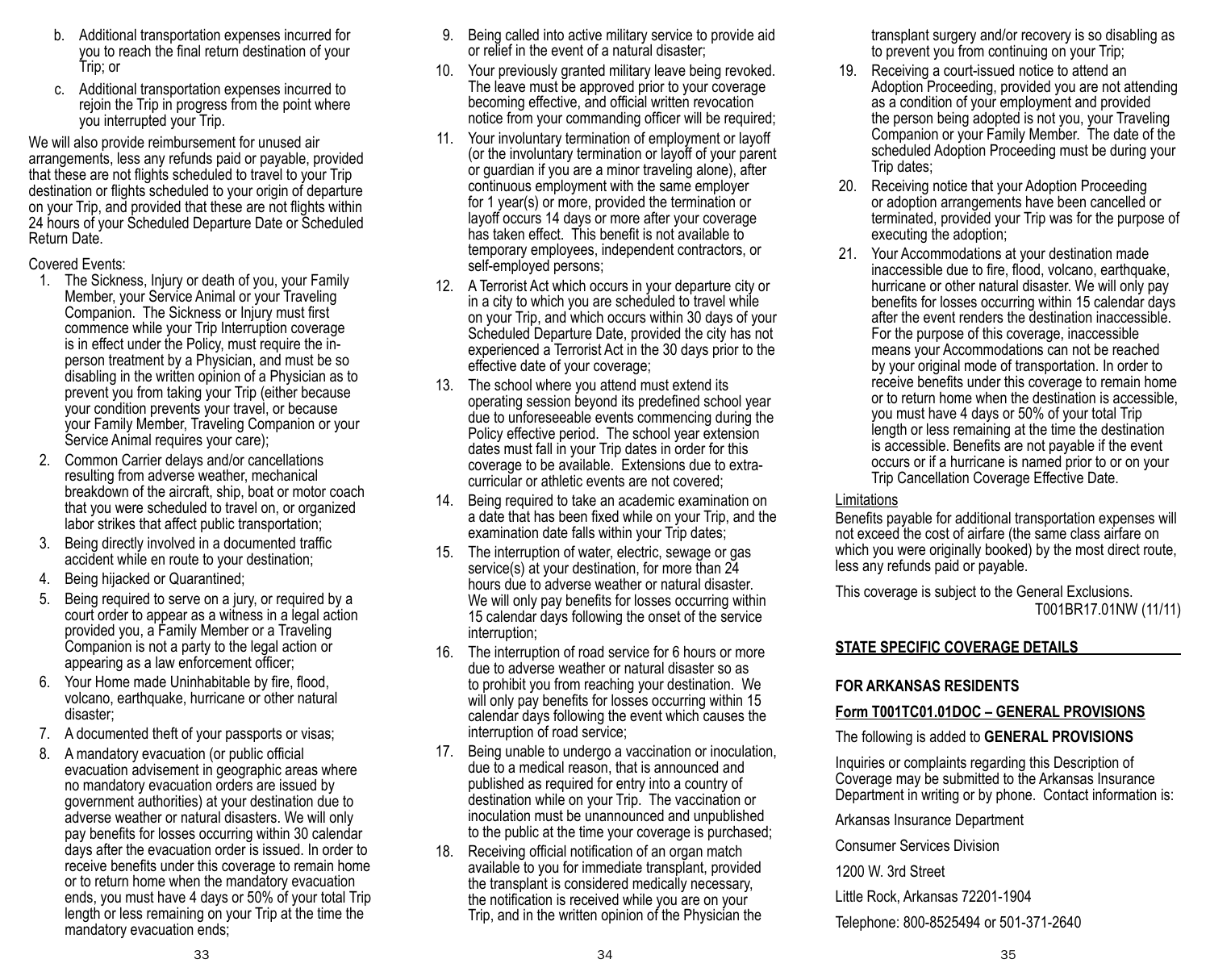b. Additional transportation expenses incurred for you to reach the final return destination of your Trip; or

c. Additional transportation expenses incurred to rejoin the Trip in progress from the point where you interrupted your Trip.

We will also provide reimbursement for unused air arrangements, less any refunds paid or payable, provided that these are not flights scheduled to travel to your Trip destination or flights scheduled to your origin of departure on your Trip, and provided that these are not flights within 24 hours of your Scheduled Departure Date or Scheduled Return Date.

Covered Events:

1. The Sickness, Injury or death of you, your Family Member, your Service Animal or your Traveling Companion. The Sickness or Injury must first commence while your Trip Interruption coverage is in effect under the Policy, must require the in-person treatment by a Physician, and must be so disabling in the written opinion of a Physician as to prevent you from taking your Trip (either because your condition prevents your travel, or because your Family Member, Traveling Companion or your Service Animal requires your care);
2. Common Carrier delays and/or cancellations resulting from adverse weather, mechanical breakdown of the aircraft, ship, boat or motor coach that you were scheduled to travel on, or organized labor strikes that affect public transportation;
3. Being directly involved in a documented traffic accident while en route to your destination;
4. Being hijacked or Quarantined;
5. Being required to serve on a jury, or required by a court order to appear as a witness in a legal action provided you, a Family Member or a Traveling Companion is not a party to the legal action or appearing as a law enforcement officer;
6. Your Home made Uninhabitable by fire, flood, volcano, earthquake, hurricane or other natural disaster;
7. A documented theft of your passports or visas;
8. A mandatory evacuation (or public official evacuation advisement in geographic areas where no mandatory evacuation orders are issued by government authorities) at your destination due to adverse weather or natural disasters. We will only pay benefits for losses occurring within 30 calendar days after the evacuation order is issued. In order to receive benefits under this coverage to remain home or to return home when the mandatory evacuation ends, you must have 4 days or 50% of your total Trip length or less remaining on your Trip at the time the mandatory evacuation ends;
9. Being called into active military service to provide aid or relief in the event of a natural disaster;
10. Your previously granted military leave being revoked. The leave must be approved prior to your coverage becoming effective, and official written revocation notice from your commanding officer will be required;
11. Your involuntary termination of employment or layoff (or the involuntary termination or layoff of your parent or guardian if you are a minor traveling alone), after continuous employment with the same employer for 1 year(s) or more, provided the termination or layoff occurs 14 days or more after your coverage has taken effect. This benefit is not available to temporary employees, independent contractors, or self-employed persons;
12. A Terrorist Act which occurs in your departure city or in a city to which you are scheduled to travel while on your Trip, and which occurs within 30 days of your Scheduled Departure Date, provided the city has not experienced a Terrorist Act in the 30 days prior to the effective date of your coverage;
13. The school where you attend must extend its operating session beyond its predefined school year due to unforeseeable events commencing during the Policy effective period. The school year extension dates must fall in your Trip dates in order for this coverage to be available. Extensions due to extra-curricular or athletic events are not covered;
14. Being required to take an academic examination on a date that has been fixed while on your Trip, and the examination date falls within your Trip dates;
15. The interruption of water, electric, sewage or gas service(s) at your destination, for more than 24 hours due to adverse weather or natural disaster. We will only pay benefits for losses occurring within 15 calendar days following the onset of the service interruption;
16. The interruption of road service for 6 hours or more due to adverse weather or natural disaster so as to prohibit you from reaching your destination. We will only pay benefits for losses occurring within 15 calendar days following the event which causes the interruption of road service;
17. Being unable to undergo a vaccination or inoculation, due to a medical reason, that is announced and published as required for entry into a country of destination while on your Trip. The vaccination or inoculation must be unannounced and unpublished to the public at the time your coverage is purchased;
18. Receiving official notification of an organ match available to you for immediate transplant, provided the transplant is considered medically necessary, the notification is received while you are on your Trip, and in the written opinion of the Physician the transplant surgery and/or recovery is so disabling as to prevent you from continuing on your Trip;
19. Receiving a court-issued notice to attend an Adoption Proceeding, provided you are not attending as a condition of your employment and provided the person being adopted is not you, your Traveling Companion or your Family Member. The date of the scheduled Adoption Proceeding must be during your Trip dates;
20. Receiving notice that your Adoption Proceeding or adoption arrangements have been cancelled or terminated, provided your Trip was for the purpose of executing the adoption;
21. Your Accommodations at your destination made inaccessible due to fire, flood, volcano, earthquake, hurricane or other natural disaster. We will only pay benefits for losses occurring within 15 calendar days after the event renders the destination inaccessible. For the purpose of this coverage, inaccessible means your Accommodations can not be reached by your original mode of transportation. In order to receive benefits under this coverage to remain home or to return home when the destination is accessible, you must have 4 days or 50% of your total Trip length or less remaining at the time the destination is accessible. Benefits are not payable if the event occurs or if a hurricane is named prior to or on your Trip Cancellation Coverage Effective Date.

Limitations

Benefits payable for additional transportation expenses will not exceed the cost of airfare (the same class airfare on which you were originally booked) by the most direct route, less any refunds paid or payable.

This coverage is subject to the General Exclusions.

T001BR17.01NW (11/11)

## STATE SPECIFIC COVERAGE DETAILS

### FOR ARKANSAS RESIDENTS

**Form T001TC01.01DOC – GENERAL PROVISIONS**

The following is added to **GENERAL PROVISIONS**

Inquiries or complaints regarding this Description of Coverage may be submitted to the Arkansas Insurance Department in writing or by phone. Contact information is:

Arkansas Insurance Department

Consumer Services Division

1200 W. 3rd Street

Little Rock, Arkansas 72201-1904

Telephone: 800-8525494 or 501-371-2640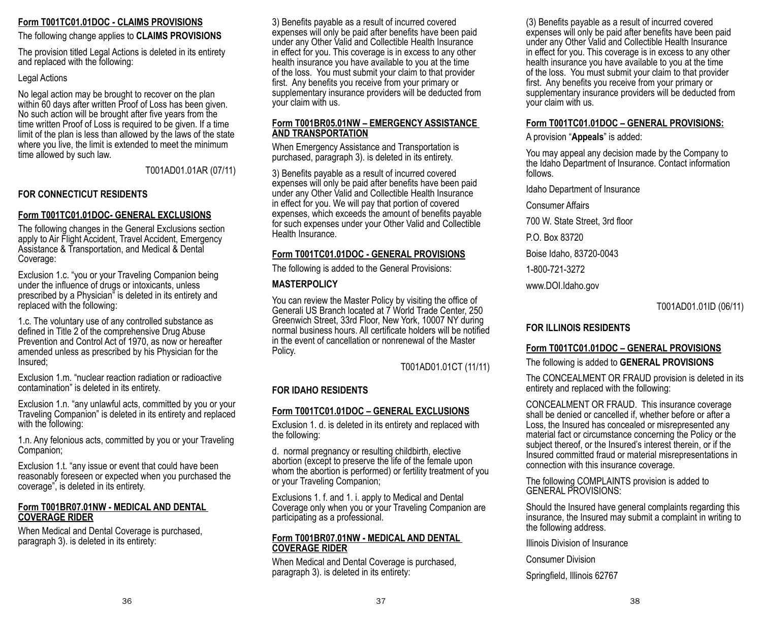**Form T001TC01.01DOC - CLAIMS PROVISIONS**

The following change applies to **CLAIMS PROVISIONS**

The provision titled Legal Actions is deleted in its entirety and replaced with the following:

Legal Actions

No legal action may be brought to recover on the plan within 60 days after written Proof of Loss has been given. No such action will be brought after five years from the time written Proof of Loss is required to be given. If a time limit of the plan is less than allowed by the laws of the state where you live, the limit is extended to meet the minimum time allowed by such law.

T001AD01.01AR (07/11)

## FOR CONNECTICUT RESIDENTS

**Form T001TC01.01DOC- GENERAL EXCLUSIONS**

The following changes in the General Exclusions section apply to Air Flight Accident, Travel Accident, Emergency Assistance & Transportation, and Medical & Dental Coverage:

Exclusion 1.c. "you or your Traveling Companion being under the influence of drugs or intoxicants, unless prescribed by a Physician" is deleted in its entirety and replaced with the following:

1.c. The voluntary use of any controlled substance as defined in Title 2 of the comprehensive Drug Abuse Prevention and Control Act of 1970, as now or hereafter amended unless as prescribed by his Physician for the Insured;

Exclusion 1.m. "nuclear reaction radiation or radioactive contamination" is deleted in its entirety.

Exclusion 1.n. "any unlawful acts, committed by you or your Traveling Companion" is deleted in its entirety and replaced with the following:

1.n. Any felonious acts, committed by you or your Traveling Companion;

Exclusion 1.t. "any issue or event that could have been reasonably foreseen or expected when you purchased the coverage", is deleted in its entirety.

**Form T001BR07.01NW - MEDICAL AND DENTAL COVERAGE RIDER**

When Medical and Dental Coverage is purchased, paragraph 3). is deleted in its entirety:

3) Benefits payable as a result of incurred covered expenses will only be paid after benefits have been paid under any Other Valid and Collectible Health Insurance in effect for you. This coverage is in excess to any other health insurance you have available to you at the time of the loss. You must submit your claim to that provider first. Any benefits you receive from your primary or supplementary insurance providers will be deducted from your claim with us.

**Form T001BR05.01NW – EMERGENCY ASSISTANCE AND TRANSPORTATION**

When Emergency Assistance and Transportation is purchased, paragraph 3). is deleted in its entirety.

3) Benefits payable as a result of incurred covered expenses will only be paid after benefits have been paid under any Other Valid and Collectible Health Insurance in effect for you. We will pay that portion of covered expenses, which exceeds the amount of benefits payable for such expenses under your Other Valid and Collectible Health Insurance.

**Form T001TC01.01DOC - GENERAL PROVISIONS**

The following is added to the General Provisions:

**MASTERPOLICY**

You can review the Master Policy by visiting the office of Generali US Branch located at 7 World Trade Center, 250 Greenwich Street, 33rd Floor, New York, 10007 NY during normal business hours. All certificate holders will be notified in the event of cancellation or nonrenewal of the Master Policy.

T001AD01.01CT (11/11)

## FOR IDAHO RESIDENTS

**Form T001TC01.01DOC – GENERAL EXCLUSIONS**

Exclusion 1. d. is deleted in its entirety and replaced with the following:

d. normal pregnancy or resulting childbirth, elective abortion (except to preserve the life of the female upon whom the abortion is performed) or fertility treatment of you or your Traveling Companion;

Exclusions 1. f. and 1. i. apply to Medical and Dental Coverage only when you or your Traveling Companion are participating as a professional.

**Form T001BR07.01NW - MEDICAL AND DENTAL COVERAGE RIDER**

When Medical and Dental Coverage is purchased, paragraph 3). is deleted in its entirety:

(3) Benefits payable as a result of incurred covered expenses will only be paid after benefits have been paid under any Other Valid and Collectible Health Insurance in effect for you. This coverage is in excess to any other health insurance you have available to you at the time of the loss. You must submit your claim to that provider first. Any benefits you receive from your primary or supplementary insurance providers will be deducted from your claim with us.

**Form T001TC01.01DOC – GENERAL PROVISIONS:**

A provision "**Appeals**" is added:

You may appeal any decision made by the Company to the Idaho Department of Insurance. Contact information follows.

Idaho Department of Insurance

Consumer Affairs

700 W. State Street, 3rd floor

P.O. Box 83720

Boise Idaho, 83720-0043

1-800-721-3272

www.DOI.Idaho.gov

T001AD01.01ID (06/11)

## FOR ILLINOIS RESIDENTS

**Form T001TC01.01DOC – GENERAL PROVISIONS**

The following is added to **GENERAL PROVISIONS**

The CONCEALMENT OR FRAUD provision is deleted in its entirety and replaced with the following:

CONCEALMENT OR FRAUD. This insurance coverage shall be denied or cancelled if, whether before or after a Loss, the Insured has concealed or misrepresented any material fact or circumstance concerning the Policy or the subject thereof, or the Insured's interest therein, or if the Insured committed fraud or material misrepresentations in connection with this insurance coverage.

The following COMPLAINTS provision is added to GENERAL PROVISIONS:

Should the Insured have general complaints regarding this insurance, the Insured may submit a complaint in writing to the following address.

Illinois Division of Insurance

Consumer Division

Springfield, Illinois 62767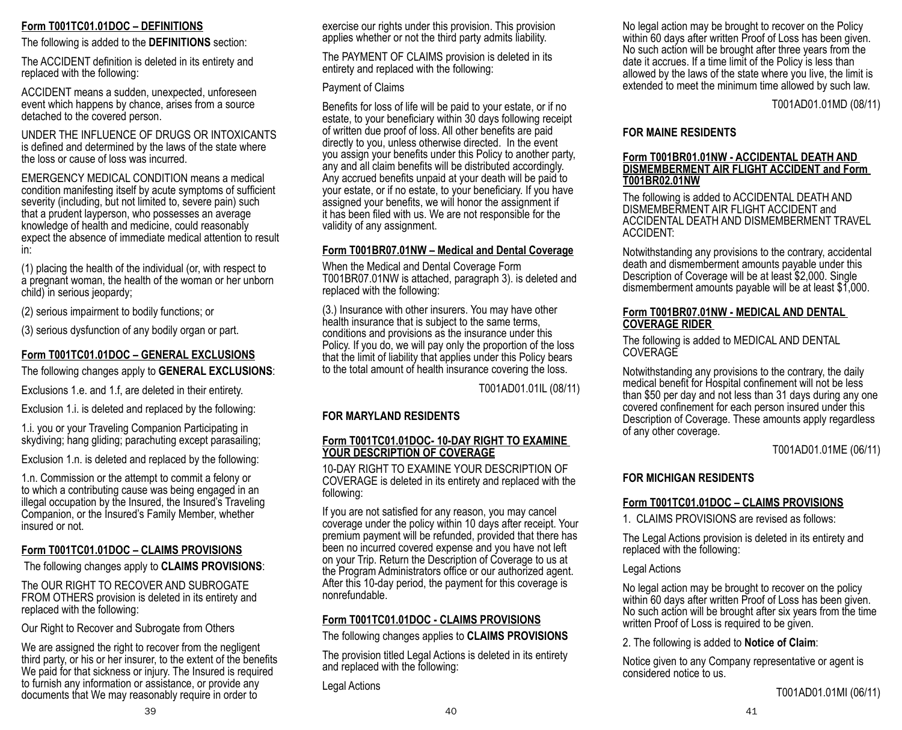**Form T001TC01.01DOC – DEFINITIONS**

The following is added to the **DEFINITIONS** section:

The ACCIDENT definition is deleted in its entirety and replaced with the following:

ACCIDENT means a sudden, unexpected, unforeseen event which happens by chance, arises from a source detached to the covered person.

UNDER THE INFLUENCE OF DRUGS OR INTOXICANTS is defined and determined by the laws of the state where the loss or cause of loss was incurred.

EMERGENCY MEDICAL CONDITION means a medical condition manifesting itself by acute symptoms of sufficient severity (including, but not limited to, severe pain) such that a prudent layperson, who possesses an average knowledge of health and medicine, could reasonably expect the absence of immediate medical attention to result in:

(1) placing the health of the individual (or, with respect to a pregnant woman, the health of the woman or her unborn child) in serious jeopardy;

(2) serious impairment to bodily functions; or

(3) serious dysfunction of any bodily organ or part.

**Form T001TC01.01DOC – GENERAL EXCLUSIONS**

The following changes apply to **GENERAL EXCLUSIONS**:

Exclusions 1.e. and 1.f, are deleted in their entirety.

Exclusion 1.i. is deleted and replaced by the following:

1.i. you or your Traveling Companion Participating in skydiving; hang gliding; parachuting except parasailing;

Exclusion 1.n. is deleted and replaced by the following:

1.n. Commission or the attempt to commit a felony or to which a contributing cause was being engaged in an illegal occupation by the Insured, the Insured's Traveling Companion, or the Insured's Family Member, whether insured or not.

**Form T001TC01.01DOC – CLAIMS PROVISIONS**

The following changes apply to **CLAIMS PROVISIONS**:

The OUR RIGHT TO RECOVER AND SUBROGATE FROM OTHERS provision is deleted in its entirety and replaced with the following:

Our Right to Recover and Subrogate from Others

We are assigned the right to recover from the negligent third party, or his or her insurer, to the extent of the benefits We paid for that sickness or injury. The Insured is required to furnish any information or assistance, or provide any documents that We may reasonably require in order to exercise our rights under this provision. This provision applies whether or not the third party admits liability.

The PAYMENT OF CLAIMS provision is deleted in its entirety and replaced with the following:

Payment of Claims

Benefits for loss of life will be paid to your estate, or if no estate, to your beneficiary within 30 days following receipt of written due proof of loss. All other benefits are paid directly to you, unless otherwise directed. In the event you assign your benefits under this Policy to another party, any and all claim benefits will be distributed accordingly. Any accrued benefits unpaid at your death will be paid to your estate, or if no estate, to your beneficiary. If you have assigned your benefits, we will honor the assignment if it has been filed with us. We are not responsible for the validity of any assignment.

**Form T001BR07.01NW – Medical and Dental Coverage**

When the Medical and Dental Coverage Form T001BR07.01NW is attached, paragraph 3). is deleted and replaced with the following:

(3.) Insurance with other insurers. You may have other health insurance that is subject to the same terms, conditions and provisions as the insurance under this Policy. If you do, we will pay only the proportion of the loss that the limit of liability that applies under this Policy bears to the total amount of health insurance covering the loss.

T001AD01.01IL (08/11)

## FOR MARYLAND RESIDENTS

**Form T001TC01.01DOC- 10-DAY RIGHT TO EXAMINE YOUR DESCRIPTION OF COVERAGE**

10-DAY RIGHT TO EXAMINE YOUR DESCRIPTION OF COVERAGE is deleted in its entirety and replaced with the following:

If you are not satisfied for any reason, you may cancel coverage under the policy within 10 days after receipt. Your premium payment will be refunded, provided that there has been no incurred covered expense and you have not left on your Trip. Return the Description of Coverage to us at the Program Administrators office or our authorized agent. After this 10-day period, the payment for this coverage is nonrefundable.

**Form T001TC01.01DOC - CLAIMS PROVISIONS**

The following changes applies to **CLAIMS PROVISIONS**

The provision titled Legal Actions is deleted in its entirety and replaced with the following:

Legal Actions

No legal action may be brought to recover on the Policy within 60 days after written Proof of Loss has been given. No such action will be brought after three years from the date it accrues. If a time limit of the Policy is less than allowed by the laws of the state where you live, the limit is extended to meet the minimum time allowed by such law.

T001AD01.01MD (08/11)

## FOR MAINE RESIDENTS

**Form T001BR01.01NW - ACCIDENTAL DEATH AND DISMEMBERMENT AIR FLIGHT ACCIDENT and Form T001BR02.01NW**

The following is added to ACCIDENTAL DEATH AND DISMEMBERMENT AIR FLIGHT ACCIDENT and ACCIDENTAL DEATH AND DISMEMBERMENT TRAVEL ACCIDENT:

Notwithstanding any provisions to the contrary, accidental death and dismemberment amounts payable under this Description of Coverage will be at least $2,000. Single dismemberment amounts payable will be at least $1,000.

**Form T001BR07.01NW - MEDICAL AND DENTAL COVERAGE RIDER**

The following is added to MEDICAL AND DENTAL COVERAGE

Notwithstanding any provisions to the contrary, the daily medical benefit for Hospital confinement will not be less than $50 per day and not less than 31 days during any one covered confinement for each person insured under this Description of Coverage. These amounts apply regardless of any other coverage.

T001AD01.01ME (06/11)

## FOR MICHIGAN RESIDENTS

**Form T001TC01.01DOC – CLAIMS PROVISIONS**

1. CLAIMS PROVISIONS are revised as follows:

The Legal Actions provision is deleted in its entirety and replaced with the following:

Legal Actions

No legal action may be brought to recover on the policy within 60 days after written Proof of Loss has been given. No such action will be brought after six years from the time written Proof of Loss is required to be given.

2. The following is added to **Notice of Claim**:

Notice given to any Company representative or agent is considered notice to us.

T001AD01.01MI (06/11)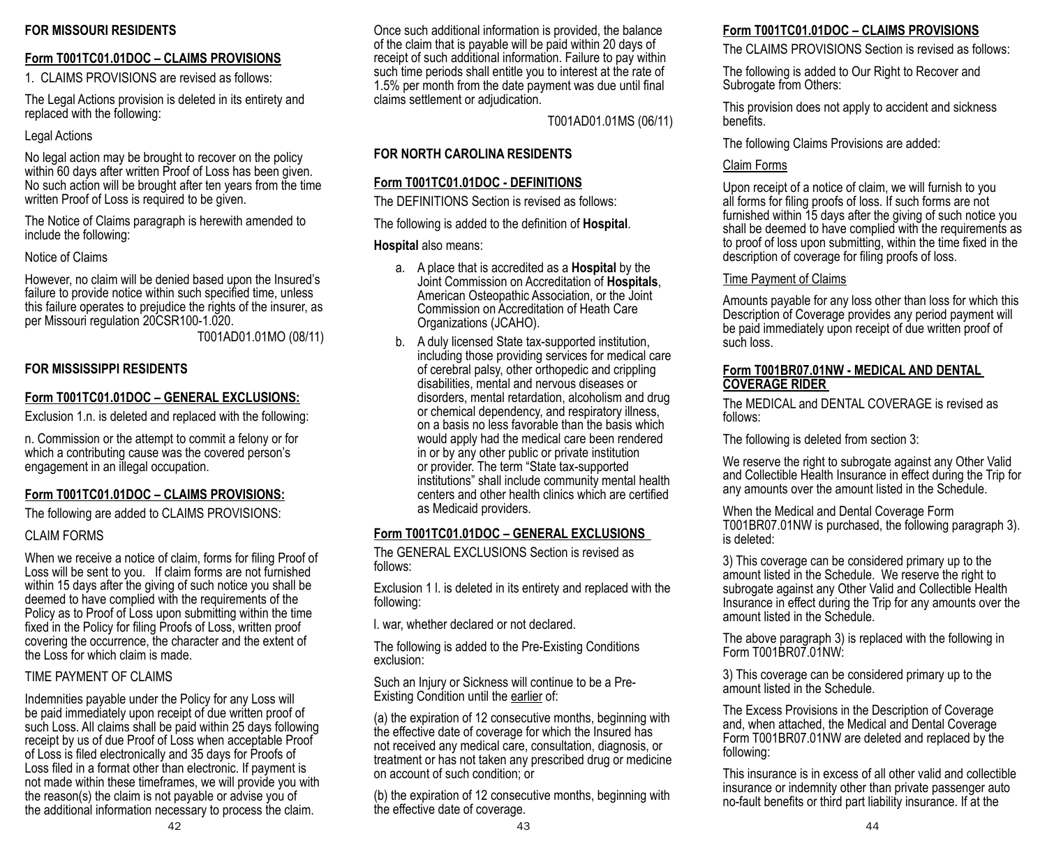**FOR MISSOURI RESIDENTS**

**Form T001TC01.01DOC – CLAIMS PROVISIONS**

1. CLAIMS PROVISIONS are revised as follows:

The Legal Actions provision is deleted in its entirety and replaced with the following:

Legal Actions

No legal action may be brought to recover on the policy within 60 days after written Proof of Loss has been given. No such action will be brought after ten years from the time written Proof of Loss is required to be given.

The Notice of Claims paragraph is herewith amended to include the following:

Notice of Claims

However, no claim will be denied based upon the Insured's failure to provide notice within such specified time, unless this failure operates to prejudice the rights of the insurer, as per Missouri regulation 20CSR100-1.020.

T001AD01.01MO (08/11)

**FOR MISSISSIPPI RESIDENTS**

**Form T001TC01.01DOC – GENERAL EXCLUSIONS:**

Exclusion 1.n. is deleted and replaced with the following:

n. Commission or the attempt to commit a felony or for which a contributing cause was the covered person's engagement in an illegal occupation.

**Form T001TC01.01DOC – CLAIMS PROVISIONS:**

The following are added to CLAIMS PROVISIONS:

CLAIM FORMS

When we receive a notice of claim, forms for filing Proof of Loss will be sent to you. If claim forms are not furnished within 15 days after the giving of such notice you shall be deemed to have complied with the requirements of the Policy as to Proof of Loss upon submitting within the time fixed in the Policy for filing Proofs of Loss, written proof covering the occurrence, the character and the extent of the Loss for which claim is made.

TIME PAYMENT OF CLAIMS

Indemnities payable under the Policy for any Loss will be paid immediately upon receipt of due written proof of such Loss. All claims shall be paid within 25 days following receipt by us of due Proof of Loss when acceptable Proof of Loss is filed electronically and 35 days for Proofs of Loss filed in a format other than electronic. If payment is not made within these timeframes, we will provide you with the reason(s) the claim is not payable or advise you of the additional information necessary to process the claim. Once such additional information is provided, the balance of the claim that is payable will be paid within 20 days of receipt of such additional information. Failure to pay within such time periods shall entitle you to interest at the rate of 1.5% per month from the date payment was due until final claims settlement or adjudication.

T001AD01.01MS (06/11)

**FOR NORTH CAROLINA RESIDENTS**

**Form T001TC01.01DOC - DEFINITIONS**

The DEFINITIONS Section is revised as follows:

The following is added to the definition of **Hospital**.

**Hospital** also means:

a. A place that is accredited as a **Hospital** by the Joint Commission on Accreditation of **Hospitals**, American Osteopathic Association, or the Joint Commission on Accreditation of Heath Care Organizations (JCAHO).

b. A duly licensed State tax-supported institution, including those providing services for medical care of cerebral palsy, other orthopedic and crippling disabilities, mental and nervous diseases or disorders, mental retardation, alcoholism and drug or chemical dependency, and respiratory illness, on a basis no less favorable than the basis which would apply had the medical care been rendered in or by any other public or private institution or provider. The term "State tax-supported institutions" shall include community mental health centers and other health clinics which are certified as Medicaid providers.

**Form T001TC01.01DOC – GENERAL EXCLUSIONS**

The GENERAL EXCLUSIONS Section is revised as follows:

Exclusion 1 l. is deleted in its entirety and replaced with the following:

l. war, whether declared or not declared.

The following is added to the Pre-Existing Conditions exclusion:

Such an Injury or Sickness will continue to be a Pre-Existing Condition until the earlier of:

(a) the expiration of 12 consecutive months, beginning with the effective date of coverage for which the Insured has not received any medical care, consultation, diagnosis, or treatment or has not taken any prescribed drug or medicine on account of such condition; or

(b) the expiration of 12 consecutive months, beginning with the effective date of coverage.

**Form T001TC01.01DOC – CLAIMS PROVISIONS**

The CLAIMS PROVISIONS Section is revised as follows:

The following is added to Our Right to Recover and Subrogate from Others:

This provision does not apply to accident and sickness benefits.

The following Claims Provisions are added:

Claim Forms

Upon receipt of a notice of claim, we will furnish to you all forms for filing proofs of loss. If such forms are not furnished within 15 days after the giving of such notice you shall be deemed to have complied with the requirements as to proof of loss upon submitting, within the time fixed in the description of coverage for filing proofs of loss.

Time Payment of Claims

Amounts payable for any loss other than loss for which this Description of Coverage provides any period payment will be paid immediately upon receipt of due written proof of such loss.

**Form T001BR07.01NW - MEDICAL AND DENTAL COVERAGE RIDER**

The MEDICAL and DENTAL COVERAGE is revised as follows:

The following is deleted from section 3:

We reserve the right to subrogate against any Other Valid and Collectible Health Insurance in effect during the Trip for any amounts over the amount listed in the Schedule.

When the Medical and Dental Coverage Form T001BR07.01NW is purchased, the following paragraph 3). is deleted:

3) This coverage can be considered primary up to the amount listed in the Schedule. We reserve the right to subrogate against any Other Valid and Collectible Health Insurance in effect during the Trip for any amounts over the amount listed in the Schedule.

The above paragraph 3) is replaced with the following in Form T001BR07.01NW:

3) This coverage can be considered primary up to the amount listed in the Schedule.

The Excess Provisions in the Description of Coverage and, when attached, the Medical and Dental Coverage Form T001BR07.01NW are deleted and replaced by the following:

This insurance is in excess of all other valid and collectible insurance or indemnity other than private passenger auto no-fault benefits or third part liability insurance. If at the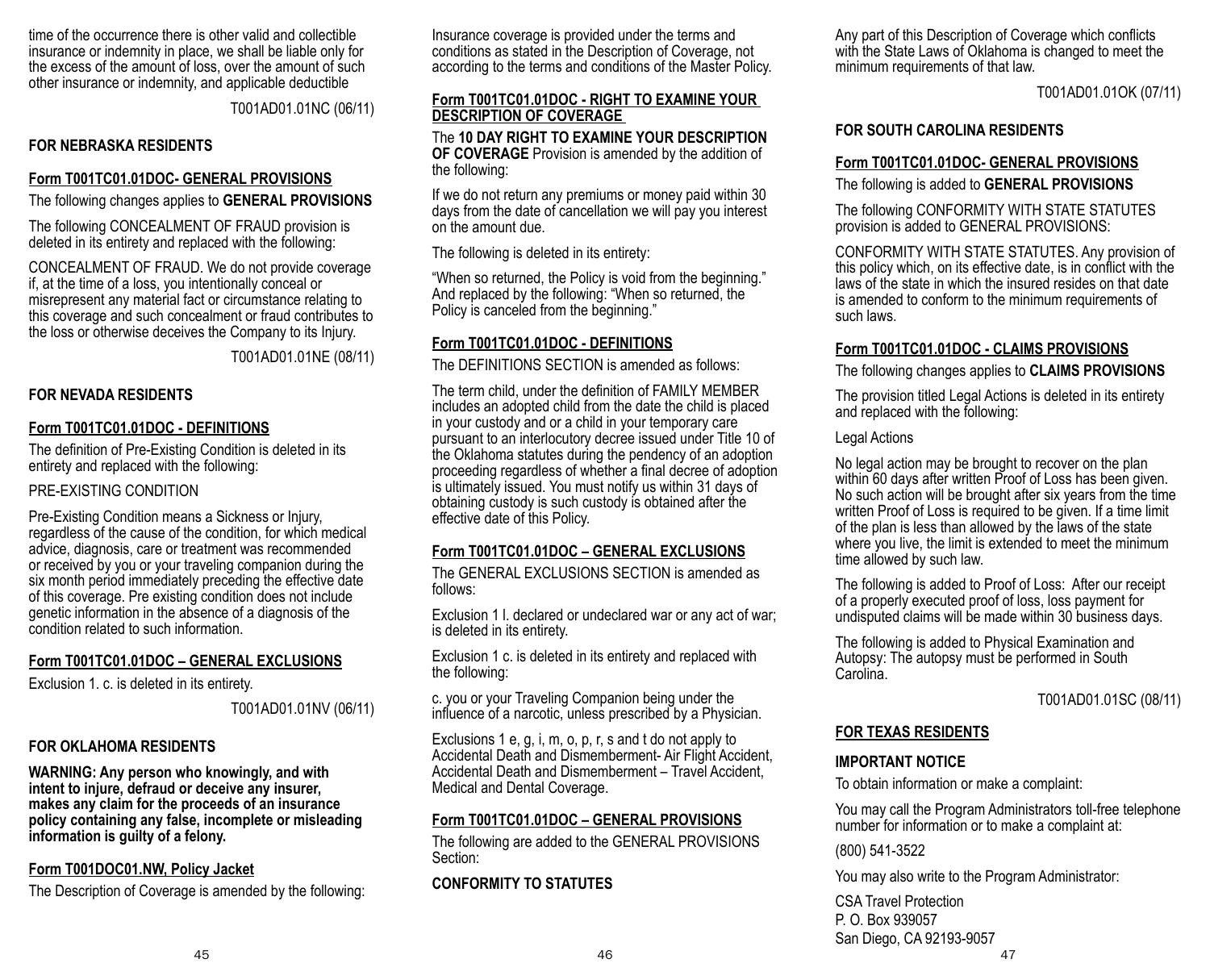time of the occurrence there is other valid and collectible insurance or indemnity in place, we shall be liable only for the excess of the amount of loss, over the amount of such other insurance or indemnity, and applicable deductible

T001AD01.01NC (06/11)

## FOR NEBRASKA RESIDENTS

### Form T001TC01.01DOC- GENERAL PROVISIONS

The following changes applies to **GENERAL PROVISIONS**

The following CONCEALMENT OF FRAUD provision is deleted in its entirety and replaced with the following:

CONCEALMENT OF FRAUD. We do not provide coverage if, at the time of a loss, you intentionally conceal or misrepresent any material fact or circumstance relating to this coverage and such concealment or fraud contributes to the loss or otherwise deceives the Company to its Injury.

T001AD01.01NE (08/11)

## FOR NEVADA RESIDENTS

### Form T001TC01.01DOC - DEFINITIONS

The definition of Pre-Existing Condition is deleted in its entirety and replaced with the following:

PRE-EXISTING CONDITION

Pre-Existing Condition means a Sickness or Injury, regardless of the cause of the condition, for which medical advice, diagnosis, care or treatment was recommended or received by you or your traveling companion during the six month period immediately preceding the effective date of this coverage. Pre existing condition does not include genetic information in the absence of a diagnosis of the condition related to such information.

### Form T001TC01.01DOC – GENERAL EXCLUSIONS

Exclusion 1. c. is deleted in its entirety.

T001AD01.01NV (06/11)

## FOR OKLAHOMA RESIDENTS

**WARNING: Any person who knowingly, and with intent to injure, defraud or deceive any insurer, makes any claim for the proceeds of an insurance policy containing any false, incomplete or misleading information is guilty of a felony.**

### Form T001DOC01.NW, Policy Jacket

The Description of Coverage is amended by the following:

Insurance coverage is provided under the terms and conditions as stated in the Description of Coverage, not according to the terms and conditions of the Master Policy.

### Form T001TC01.01DOC - RIGHT TO EXAMINE YOUR DESCRIPTION OF COVERAGE

The **10 DAY RIGHT TO EXAMINE YOUR DESCRIPTION OF COVERAGE** Provision is amended by the addition of the following:

If we do not return any premiums or money paid within 30 days from the date of cancellation we will pay you interest on the amount due.

The following is deleted in its entirety:

"When so returned, the Policy is void from the beginning." And replaced by the following: "When so returned, the Policy is canceled from the beginning."

### Form T001TC01.01DOC - DEFINITIONS

The DEFINITIONS SECTION is amended as follows:

The term child, under the definition of FAMILY MEMBER includes an adopted child from the date the child is placed in your custody and or a child in your temporary care pursuant to an interlocutory decree issued under Title 10 of the Oklahoma statutes during the pendency of an adoption proceeding regardless of whether a final decree of adoption is ultimately issued. You must notify us within 31 days of obtaining custody is such custody is obtained after the effective date of this Policy.

### Form T001TC01.01DOC – GENERAL EXCLUSIONS

The GENERAL EXCLUSIONS SECTION is amended as follows:

Exclusion 1 l. declared or undeclared war or any act of war; is deleted in its entirety.

Exclusion 1 c. is deleted in its entirety and replaced with the following:

c. you or your Traveling Companion being under the influence of a narcotic, unless prescribed by a Physician.

Exclusions 1 e, g, i, m, o, p, r, s and t do not apply to Accidental Death and Dismemberment- Air Flight Accident, Accidental Death and Dismemberment – Travel Accident, Medical and Dental Coverage.

### Form T001TC01.01DOC – GENERAL PROVISIONS

The following are added to the GENERAL PROVISIONS Section:

**CONFORMITY TO STATUTES**

Any part of this Description of Coverage which conflicts with the State Laws of Oklahoma is changed to meet the minimum requirements of that law.

T001AD01.01OK (07/11)

## FOR SOUTH CAROLINA RESIDENTS

### Form T001TC01.01DOC- GENERAL PROVISIONS

The following is added to **GENERAL PROVISIONS**

The following CONFORMITY WITH STATE STATUTES provision is added to GENERAL PROVISIONS:

CONFORMITY WITH STATE STATUTES. Any provision of this policy which, on its effective date, is in conflict with the laws of the state in which the insured resides on that date is amended to conform to the minimum requirements of such laws.

### Form T001TC01.01DOC - CLAIMS PROVISIONS

The following changes applies to **CLAIMS PROVISIONS**

The provision titled Legal Actions is deleted in its entirety and replaced with the following:

Legal Actions

No legal action may be brought to recover on the plan within 60 days after written Proof of Loss has been given. No such action will be brought after six years from the time written Proof of Loss is required to be given. If a time limit of the plan is less than allowed by the laws of the state where you live, the limit is extended to meet the minimum time allowed by such law.

The following is added to Proof of Loss: After our receipt of a properly executed proof of loss, loss payment for undisputed claims will be made within 30 business days.

The following is added to Physical Examination and Autopsy: The autopsy must be performed in South Carolina.

T001AD01.01SC (08/11)

## FOR TEXAS RESIDENTS

**IMPORTANT NOTICE**

To obtain information or make a complaint:

You may call the Program Administrators toll-free telephone number for information or to make a complaint at:

(800) 541-3522

You may also write to the Program Administrator:

CSA Travel Protection
P. O. Box 939057
San Diego, CA 92193-9057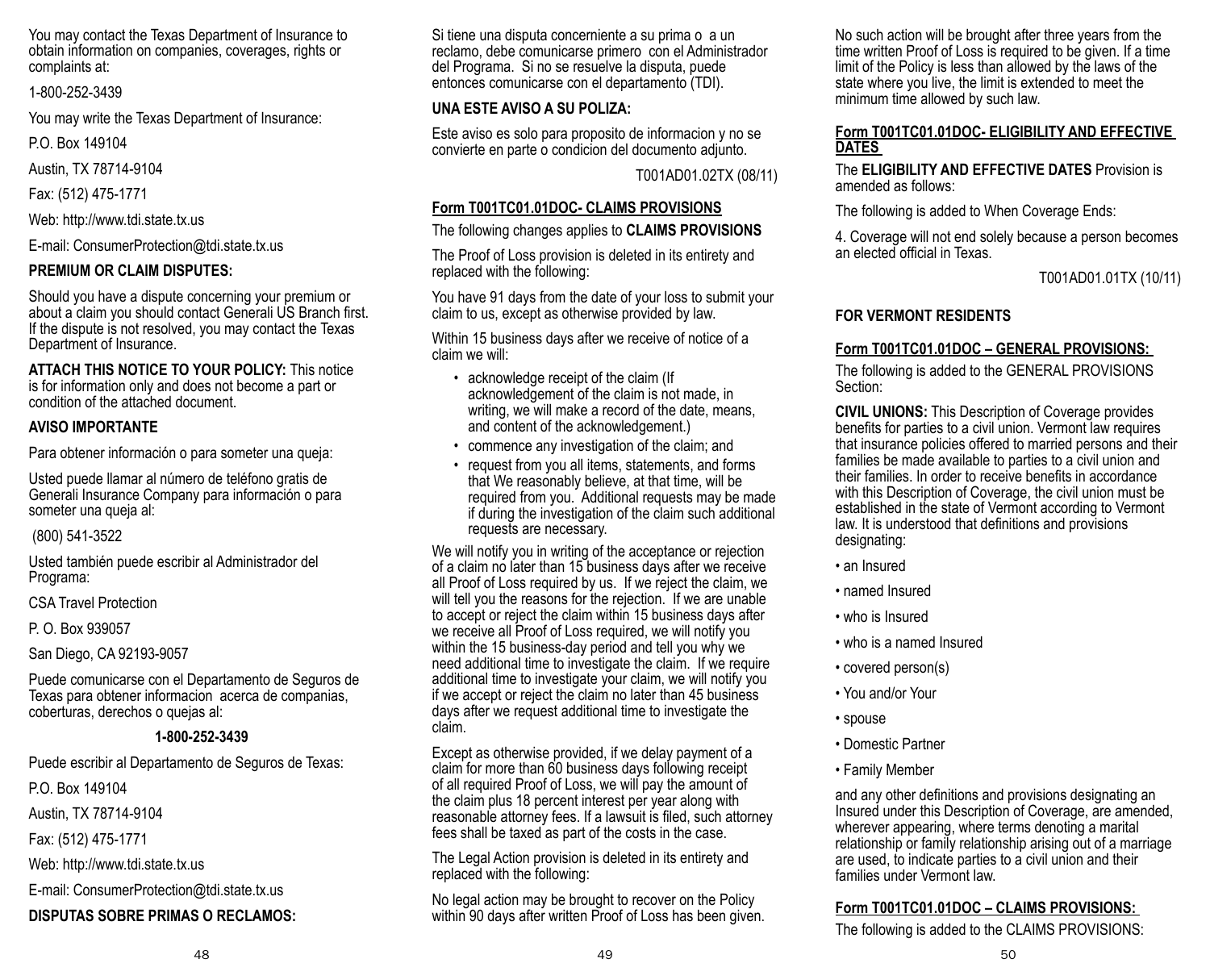You may contact the Texas Department of Insurance to obtain information on companies, coverages, rights or complaints at:

1-800-252-3439

You may write the Texas Department of Insurance:

P.O. Box 149104

Austin, TX 78714-9104

Fax: (512) 475-1771

Web: http://www.tdi.state.tx.us

E-mail: ConsumerProtection@tdi.state.tx.us

**PREMIUM OR CLAIM DISPUTES:**

Should you have a dispute concerning your premium or about a claim you should contact Generali US Branch first. If the dispute is not resolved, you may contact the Texas Department of Insurance.

**ATTACH THIS NOTICE TO YOUR POLICY:** This notice is for information only and does not become a part or condition of the attached document.

**AVISO IMPORTANTE**

Para obtener información o para someter una queja:

Usted puede llamar al número de teléfono gratis de Generali Insurance Company para información o para someter una queja al:

(800) 541-3522

Usted también puede escribir al Administrador del Programa:

CSA Travel Protection

P. O. Box 939057

San Diego, CA 92193-9057

Puede comunicarse con el Departamento de Seguros de Texas para obtener informacion acerca de companias, coberturas, derechos o quejas al:

**1-800-252-3439**

Puede escribir al Departamento de Seguros de Texas:

P.O. Box 149104

Austin, TX 78714-9104

Fax: (512) 475-1771

Web: http://www.tdi.state.tx.us

E-mail: ConsumerProtection@tdi.state.tx.us

**DISPUTAS SOBRE PRIMAS O RECLAMOS:**

Si tiene una disputa concerniente a su prima o a un reclamo, debe comunicarse primero con el Administrador del Programa. Si no se resuelve la disputa, puede entonces comunicarse con el departamento (TDI).

**UNA ESTE AVISO A SU POLIZA:**

Este aviso es solo para proposito de informacion y no se convierte en parte o condicion del documento adjunto.

T001AD01.02TX (08/11)

**Form T001TC01.01DOC- CLAIMS PROVISIONS**

The following changes applies to **CLAIMS PROVISIONS**

The Proof of Loss provision is deleted in its entirety and replaced with the following:

You have 91 days from the date of your loss to submit your claim to us, except as otherwise provided by law.

Within 15 business days after we receive of notice of a claim we will:

- acknowledge receipt of the claim (If acknowledgement of the claim is not made, in writing, we will make a record of the date, means, and content of the acknowledgement.)
- commence any investigation of the claim; and
- request from you all items, statements, and forms that We reasonably believe, at that time, will be required from you. Additional requests may be made if during the investigation of the claim such additional requests are necessary.

We will notify you in writing of the acceptance or rejection of a claim no later than 15 business days after we receive all Proof of Loss required by us. If we reject the claim, we will tell you the reasons for the rejection. If we are unable to accept or reject the claim within 15 business days after we receive all Proof of Loss required, we will notify you within the 15 business-day period and tell you why we need additional time to investigate the claim. If we require additional time to investigate your claim, we will notify you if we accept or reject the claim no later than 45 business days after we request additional time to investigate the claim.

Except as otherwise provided, if we delay payment of a claim for more than 60 business days following receipt of all required Proof of Loss, we will pay the amount of the claim plus 18 percent interest per year along with reasonable attorney fees. If a lawsuit is filed, such attorney fees shall be taxed as part of the costs in the case.

The Legal Action provision is deleted in its entirety and replaced with the following:

No legal action may be brought to recover on the Policy within 90 days after written Proof of Loss has been given. No such action will be brought after three years from the time written Proof of Loss is required to be given. If a time limit of the Policy is less than allowed by the laws of the state where you live, the limit is extended to meet the minimum time allowed by such law.

**Form T001TC01.01DOC- ELIGIBILITY AND EFFECTIVE DATES**

The **ELIGIBILITY AND EFFECTIVE DATES** Provision is amended as follows:

The following is added to When Coverage Ends:

4. Coverage will not end solely because a person becomes an elected official in Texas.

T001AD01.01TX (10/11)

**FOR VERMONT RESIDENTS**

**Form T001TC01.01DOC – GENERAL PROVISIONS:**

The following is added to the GENERAL PROVISIONS Section:

**CIVIL UNIONS:** This Description of Coverage provides benefits for parties to a civil union. Vermont law requires that insurance policies offered to married persons and their families be made available to parties to a civil union and their families. In order to receive benefits in accordance with this Description of Coverage, the civil union must be established in the state of Vermont according to Vermont law. It is understood that definitions and provisions designating:

- an Insured
- named Insured
- who is Insured
- who is a named Insured
- covered person(s)
- You and/or Your
- spouse
- Domestic Partner
- Family Member

and any other definitions and provisions designating an Insured under this Description of Coverage, are amended, wherever appearing, where terms denoting a marital relationship or family relationship arising out of a marriage are used, to indicate parties to a civil union and their families under Vermont law.

**Form T001TC01.01DOC – CLAIMS PROVISIONS:**

The following is added to the CLAIMS PROVISIONS: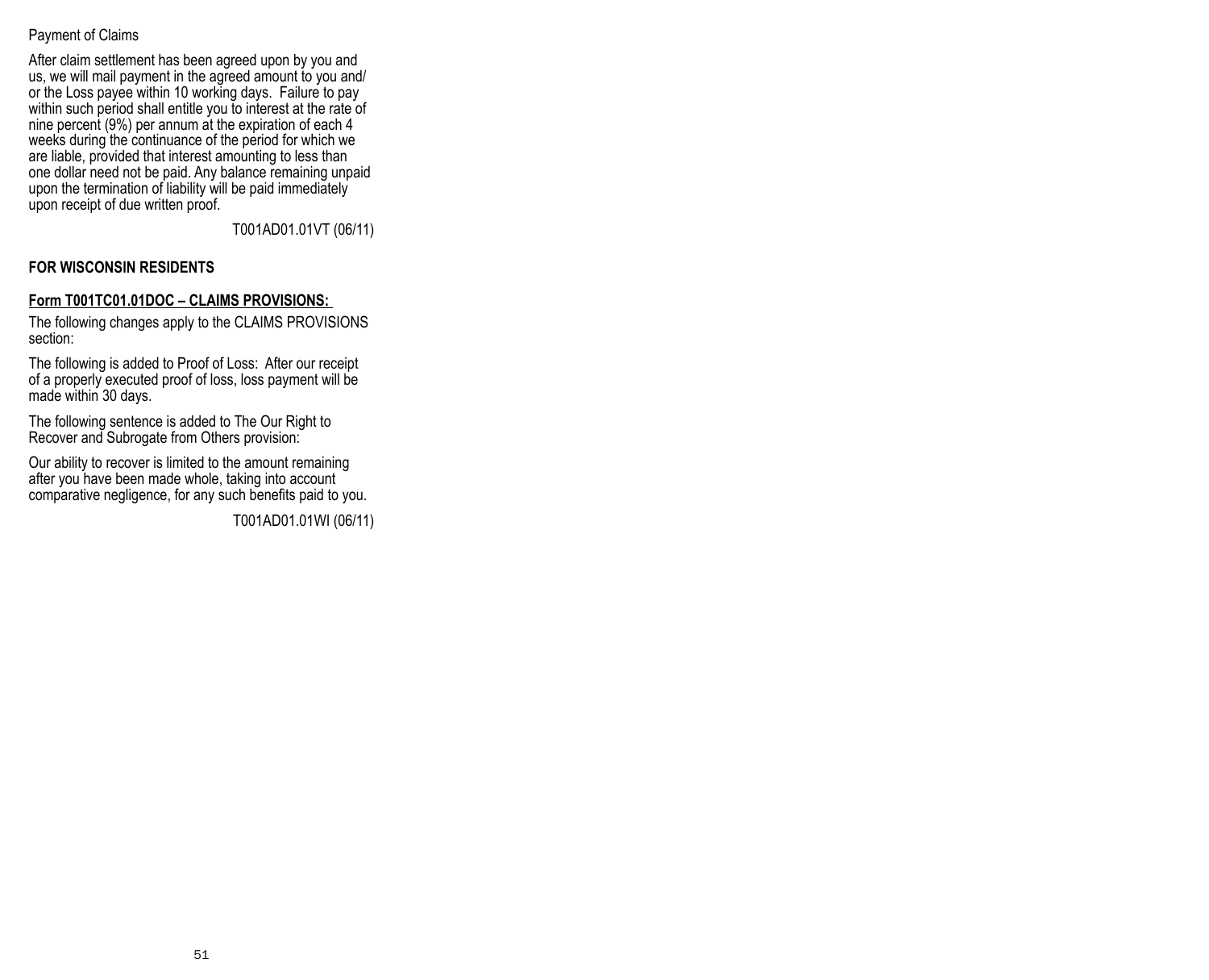Payment of Claims

After claim settlement has been agreed upon by you and us, we will mail payment in the agreed amount to you and/ or the Loss payee within 10 working days. Failure to pay within such period shall entitle you to interest at the rate of nine percent (9%) per annum at the expiration of each 4 weeks during the continuance of the period for which we are liable, provided that interest amounting to less than one dollar need not be paid. Any balance remaining unpaid upon the termination of liability will be paid immediately upon receipt of due written proof.

T001AD01.01VT (06/11)

**FOR WISCONSIN RESIDENTS**

**Form T001TC01.01DOC – CLAIMS PROVISIONS:**

The following changes apply to the CLAIMS PROVISIONS section:

The following is added to Proof of Loss: After our receipt of a properly executed proof of loss, loss payment will be made within 30 days.

The following sentence is added to The Our Right to Recover and Subrogate from Others provision:

Our ability to recover is limited to the amount remaining after you have been made whole, taking into account comparative negligence, for any such benefits paid to you.

T001AD01.01WI (06/11)